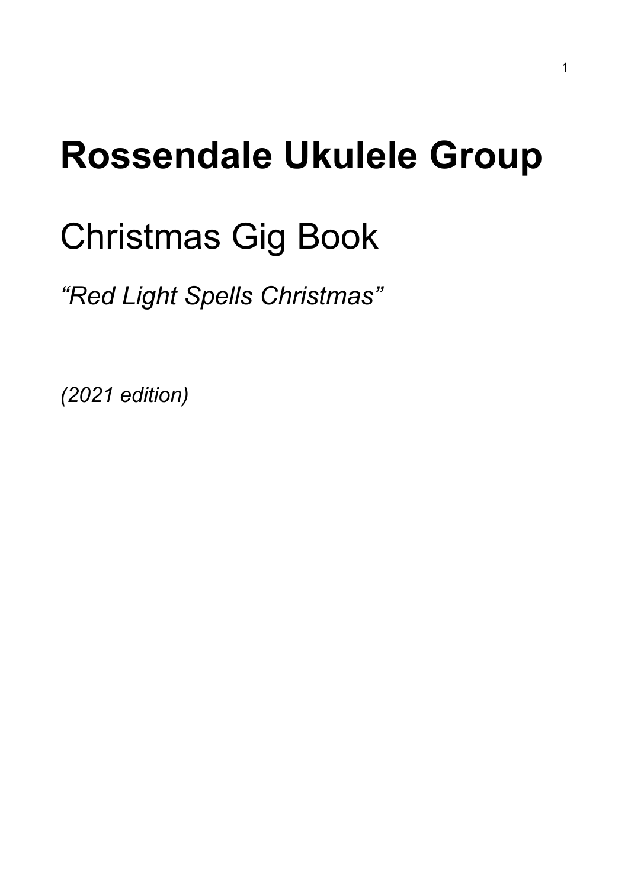# Rossendale Ukulele Group

## Christmas Gig Book

*“Red Light Spells Christmas”*

*(2021 edition)*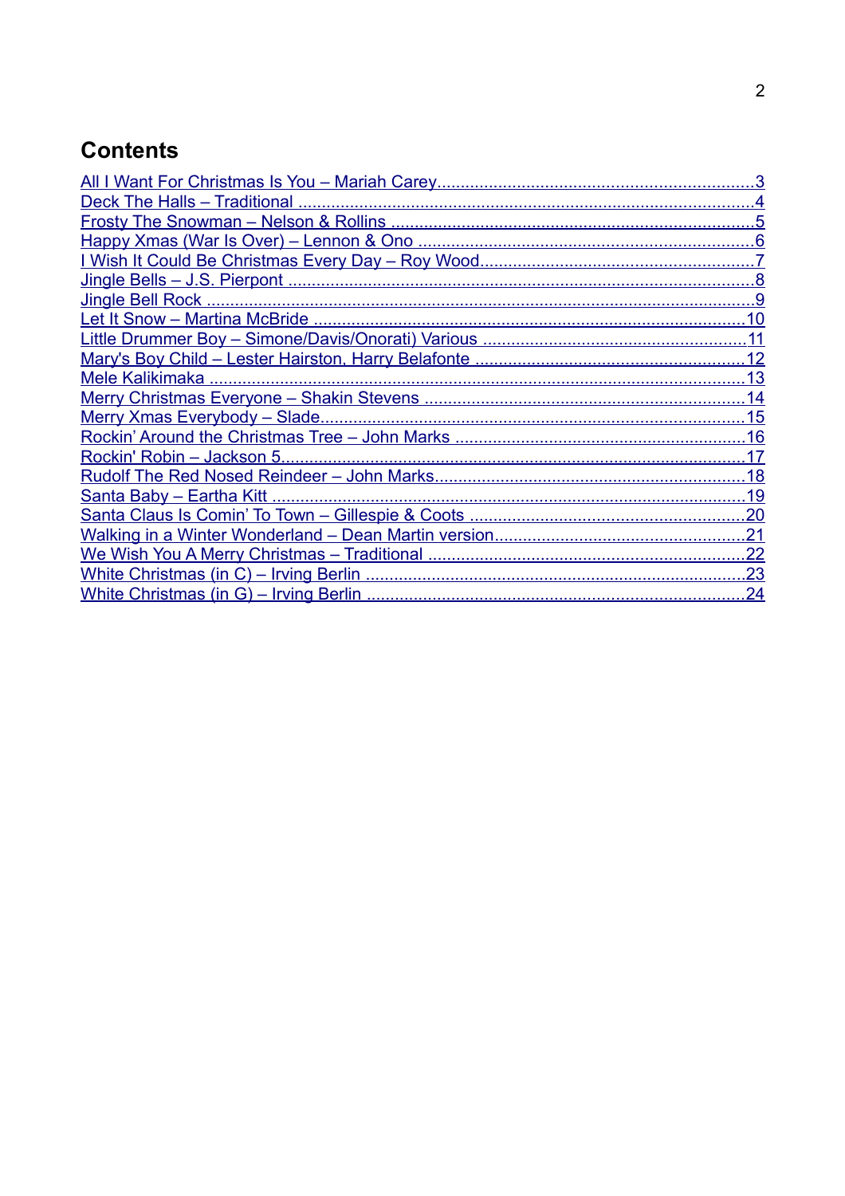## Contents

- All I Want For Christmas Is You – Mariah Carey ........ 3
- Deck The Halls – Traditional ........ 4
- Frosty The Snowman – Nelson & Rollins ........ 5
- Happy Xmas (War Is Over) – Lennon & Ono ........ 6
- I Wish It Could Be Christmas Every Day – Roy Wood ........ 7
- Jingle Bells – J.S. Pierpont ........ 8
- Jingle Bell Rock ........ 9
- Let It Snow – Martina McBride ........ 10
- Little Drummer Boy – Simone/Davis/Onorati) Various ........ 11
- Mary's Boy Child – Lester Hairston, Harry Belafonte ........ 12
- Mele Kalikimaka ........ 13
- Merry Christmas Everyone – Shakin Stevens ........ 14
- Merry Xmas Everybody – Slade ........ 15
- Rockin' Around the Christmas Tree – John Marks ........ 16
- Rockin' Robin – Jackson 5 ........ 17
- Rudolf The Red Nosed Reindeer – John Marks ........ 18
- Santa Baby – Eartha Kitt ........ 19
- Santa Claus Is Comin' To Town – Gillespie & Coots ........ 20
- Walking in a Winter Wonderland – Dean Martin version ........ 21
- We Wish You A Merry Christmas – Traditional ........ 22
- White Christmas (in C) – Irving Berlin ........ 23
- White Christmas (in G) – Irving Berlin ........ 24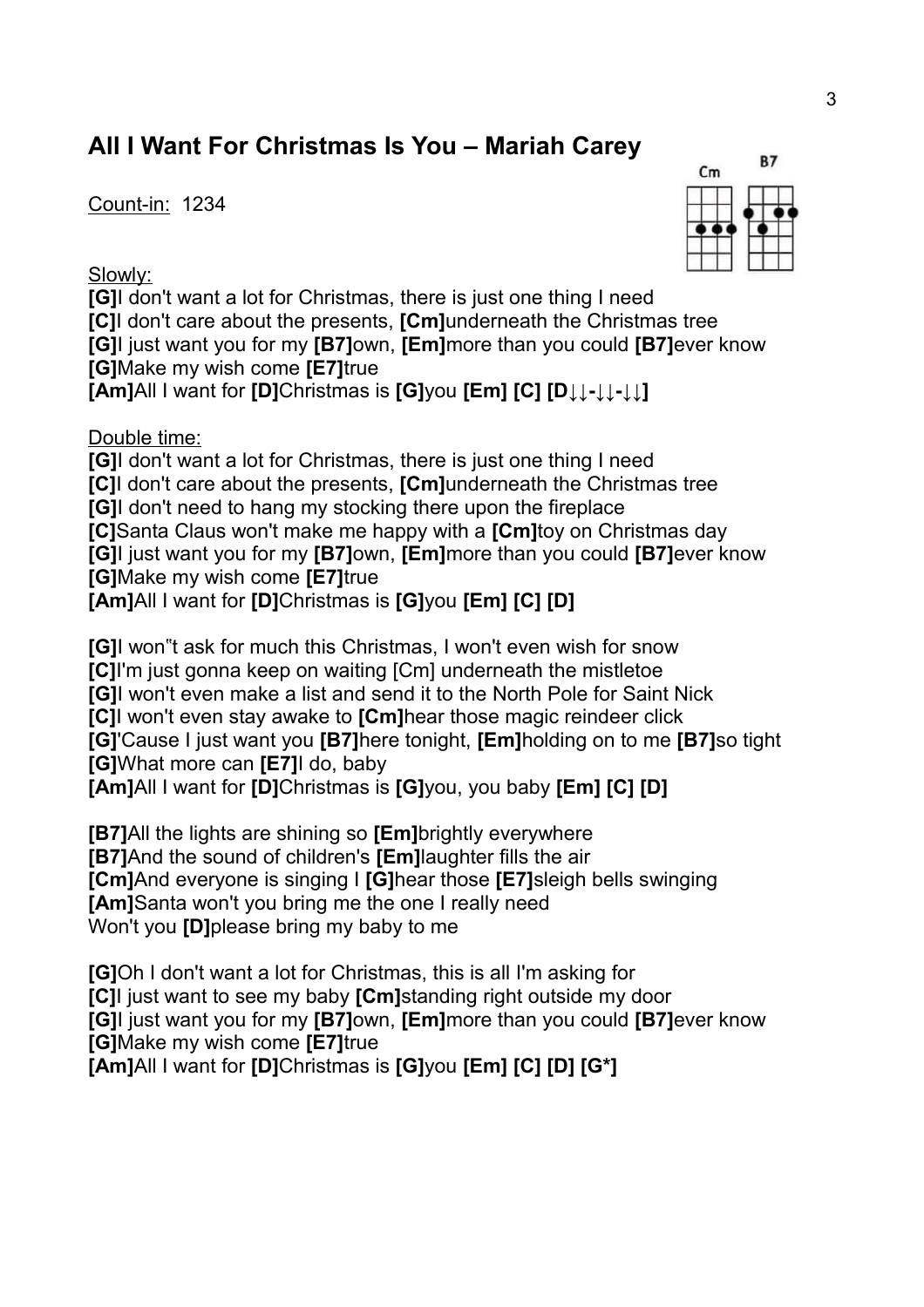## All I Want For Christmas Is You – Mariah Carey

Count-in: 1234

Slowly:

**[G]**I don't want a lot for Christmas, there is just one thing I need
**[C]**I don't care about the presents, **[Cm]**underneath the Christmas tree
**[G]**I just want you for my **[B7]**own, **[Em]**more than you could **[B7]**ever know
**[G]**Make my wish come **[E7]**true
**[Am]**All I want for **[D]**Christmas is **[G]**you **[Em] [C] [D↓↓-↓↓-↓↓]**

Double time:

**[G]**I don't want a lot for Christmas, there is just one thing I need
**[C]**I don't care about the presents, **[Cm]**underneath the Christmas tree
**[G]**I don't need to hang my stocking there upon the fireplace
**[C]**Santa Claus won't make me happy with a **[Cm]**toy on Christmas day
**[G]**I just want you for my **[B7]**own, **[Em]**more than you could **[B7]**ever know
**[G]**Make my wish come **[E7]**true
**[Am]**All I want for **[D]**Christmas is **[G]**you **[Em] [C] [D]**

**[G]**I won"t ask for much this Christmas, I won't even wish for snow
**[C]**I'm just gonna keep on waiting [Cm] underneath the mistletoe
**[G]**I won't even make a list and send it to the North Pole for Saint Nick
**[C]**I won't even stay awake to **[Cm]**hear those magic reindeer click
**[G]**'Cause I just want you **[B7]**here tonight, **[Em]**holding on to me **[B7]**so tight
**[G]**What more can **[E7]**I do, baby
**[Am]**All I want for **[D]**Christmas is **[G]**you, you baby **[Em] [C] [D]**

**[B7]**All the lights are shining so **[Em]**brightly everywhere
**[B7]**And the sound of children's **[Em]**laughter fills the air
**[Cm]**And everyone is singing I **[G]**hear those **[E7]**sleigh bells swinging
**[Am]**Santa won't you bring me the one I really need
Won't you **[D]**please bring my baby to me

**[G]**Oh I don't want a lot for Christmas, this is all I'm asking for
**[C]**I just want to see my baby **[Cm]**standing right outside my door
**[G]**I just want you for my **[B7]**own, **[Em]**more than you could **[B7]**ever know
**[G]**Make my wish come **[E7]**true
**[Am]**All I want for **[D]**Christmas is **[G]**you **[Em] [C] [D] [G*]**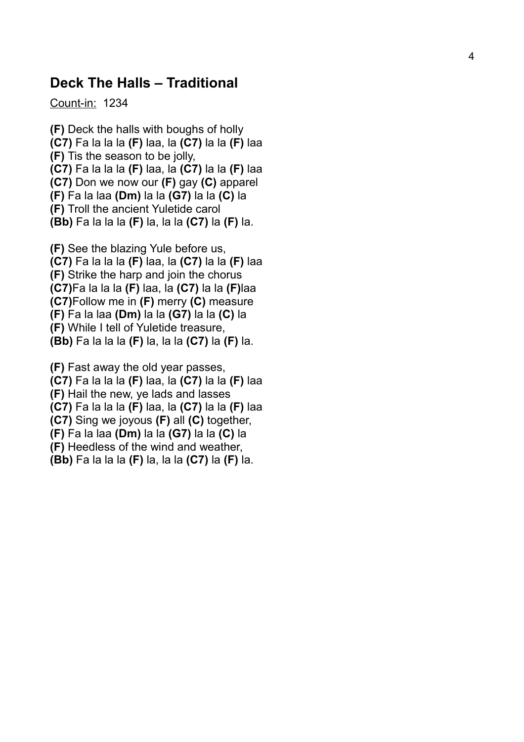## Deck The Halls – Traditional

Count-in: 1234

**(F)** Deck the halls with boughs of holly
**(C7)** Fa la la la **(F)** laa, la **(C7)** la la **(F)** laa
**(F)** Tis the season to be jolly,
**(C7)** Fa la la la **(F)** laa, la **(C7)** la la **(F)** laa
**(C7)** Don we now our **(F)** gay **(C)** apparel
**(F)** Fa la laa **(Dm)** la la **(G7)** la la **(C)** la
**(F)** Troll the ancient Yuletide carol
**(Bb)** Fa la la la **(F)** la, la la **(C7)** la **(F)** la.

**(F)** See the blazing Yule before us,
**(C7)** Fa la la la **(F)** laa, la **(C7)** la la **(F)** laa
**(F)** Strike the harp and join the chorus
**(C7)**Fa la la la **(F)** laa, la **(C7)** la la **(F)**laa
**(C7)**Follow me in **(F)** merry **(C)** measure
**(F)** Fa la laa **(Dm)** la la **(G7)** la la **(C)** la
**(F)** While I tell of Yuletide treasure,
**(Bb)** Fa la la la **(F)** la, la la **(C7)** la **(F)** la.

**(F)** Fast away the old year passes,
**(C7)** Fa la la la **(F)** laa, la **(C7)** la la **(F)** laa
**(F)** Hail the new, ye lads and lasses
**(C7)** Fa la la la **(F)** laa, la **(C7)** la la **(F)** laa
**(C7)** Sing we joyous **(F)** all **(C)** together,
**(F)** Fa la laa **(Dm)** la la **(G7)** la la **(C)** la
**(F)** Heedless of the wind and weather,
**(Bb)** Fa la la la **(F)** la, la la **(C7)** la **(F)** la.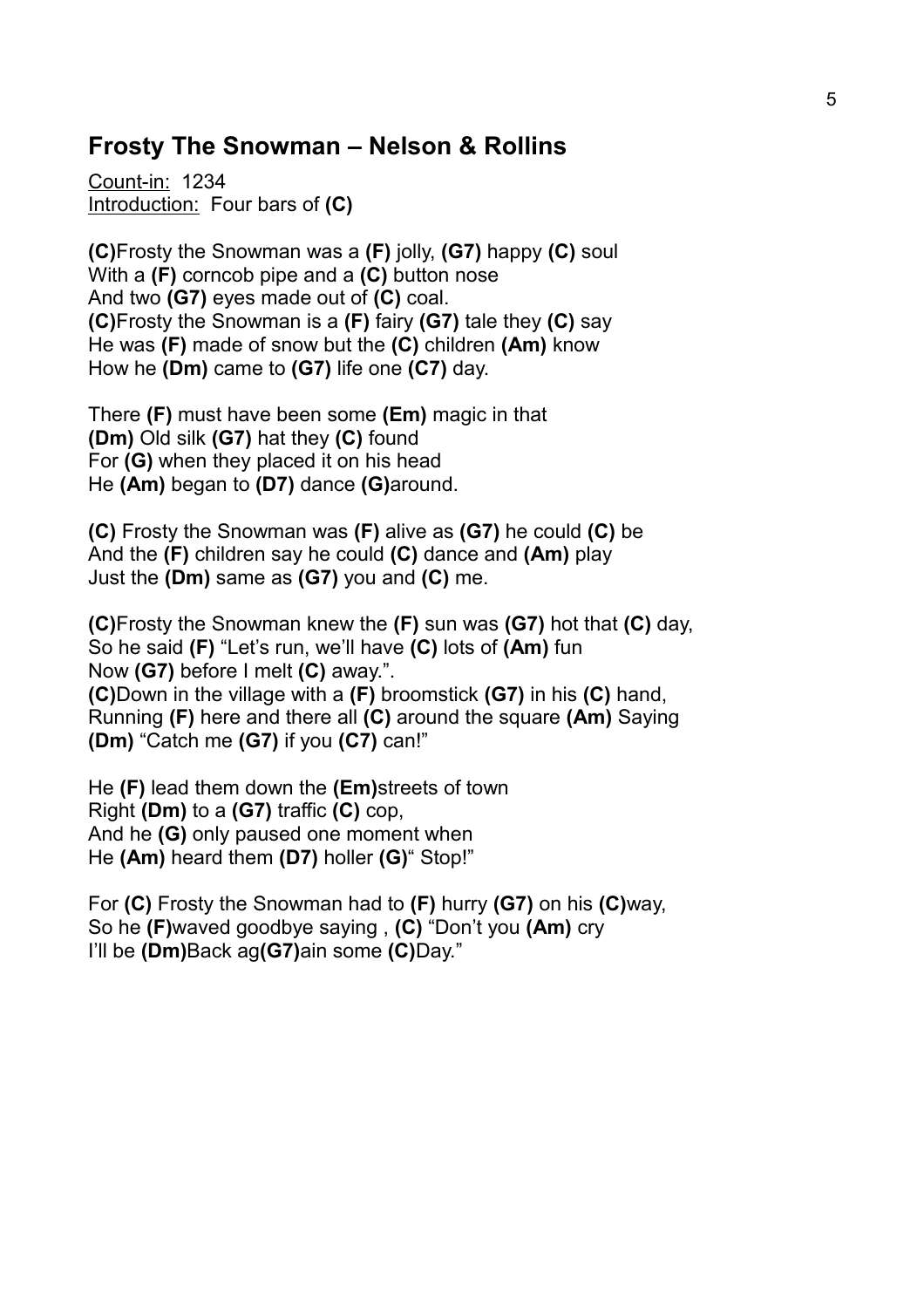## Frosty The Snowman – Nelson & Rollins

Count-in: 1234
Introduction: Four bars of **(C)**

**(C)**Frosty the Snowman was a **(F)** jolly, **(G7)** happy **(C)** soul
With a **(F)** corncob pipe and a **(C)** button nose
And two **(G7)** eyes made out of **(C)** coal.
**(C)**Frosty the Snowman is a **(F)** fairy **(G7)** tale they **(C)** say
He was **(F)** made of snow but the **(C)** children **(Am)** know
How he **(Dm)** came to **(G7)** life one **(C7)** day.

There **(F)** must have been some **(Em)** magic in that
**(Dm)** Old silk **(G7)** hat they **(C)** found
For **(G)** when they placed it on his head
He **(Am)** began to **(D7)** dance **(G)**around.

**(C)** Frosty the Snowman was **(F)** alive as **(G7)** he could **(C)** be
And the **(F)** children say he could **(C)** dance and **(Am)** play
Just the **(Dm)** same as **(G7)** you and **(C)** me.

**(C)**Frosty the Snowman knew the **(F)** sun was **(G7)** hot that **(C)** day,
So he said **(F)** "Let's run, we'll have **(C)** lots of **(Am)** fun
Now **(G7)** before I melt **(C)** away.".
**(C)**Down in the village with a **(F)** broomstick **(G7)** in his **(C)** hand,
Running **(F)** here and there all **(C)** around the square **(Am)** Saying
**(Dm)** "Catch me **(G7)** if you **(C7)** can!"

He **(F)** lead them down the **(Em)**streets of town
Right **(Dm)** to a **(G7)** traffic **(C)** cop,
And he **(G)** only paused one moment when
He **(Am)** heard them **(D7)** holler **(G)**" Stop!"

For **(C)** Frosty the Snowman had to **(F)** hurry **(G7)** on his **(C)**way,
So he **(F)**waved goodbye saying , **(C)** "Don't you **(Am)** cry
I'll be **(Dm)**Back ag**(G7)**ain some **(C)**Day."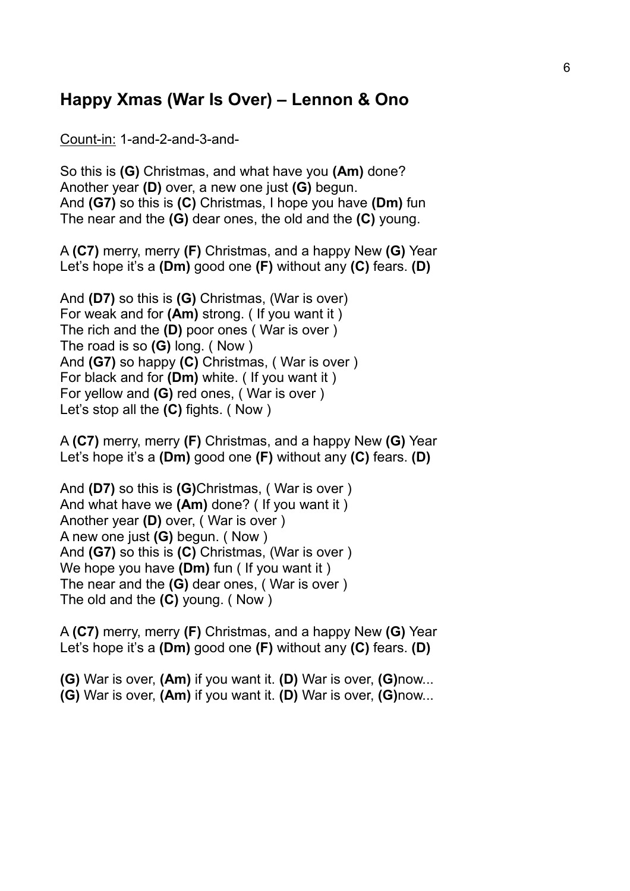## Happy Xmas (War Is Over) – Lennon & Ono

Count-in: 1-and-2-and-3-and-

So this is **(G)** Christmas, and what have you **(Am)** done?
Another year **(D)** over, a new one just **(G)** begun.
And **(G7)** so this is **(C)** Christmas, I hope you have **(Dm)** fun
The near and the **(G)** dear ones, the old and the **(C)** young.

A **(C7)** merry, merry **(F)** Christmas, and a happy New **(G)** Year
Let's hope it's a **(Dm)** good one **(F)** without any **(C)** fears. **(D)**

And **(D7)** so this is **(G)** Christmas, (War is over)
For weak and for **(Am)** strong. ( If you want it )
The rich and the **(D)** poor ones ( War is over )
The road is so **(G)** long. ( Now )
And **(G7)** so happy **(C)** Christmas, ( War is over )
For black and for **(Dm)** white. ( If you want it )
For yellow and **(G)** red ones, ( War is over )
Let's stop all the **(C)** fights. ( Now )

A **(C7)** merry, merry **(F)** Christmas, and a happy New **(G)** Year
Let's hope it's a **(Dm)** good one **(F)** without any **(C)** fears. **(D)**

And **(D7)** so this is **(G)**Christmas, ( War is over )
And what have we **(Am)** done? ( If you want it )
Another year **(D)** over, ( War is over )
A new one just **(G)** begun. ( Now )
And **(G7)** so this is **(C)** Christmas, (War is over )
We hope you have **(Dm)** fun ( If you want it )
The near and the **(G)** dear ones, ( War is over )
The old and the **(C)** young. ( Now )

A **(C7)** merry, merry **(F)** Christmas, and a happy New **(G)** Year
Let's hope it's a **(Dm)** good one **(F)** without any **(C)** fears. **(D)**

**(G)** War is over, **(Am)** if you want it. **(D)** War is over, **(G)**now...
**(G)** War is over, **(Am)** if you want it. **(D)** War is over, **(G)**now...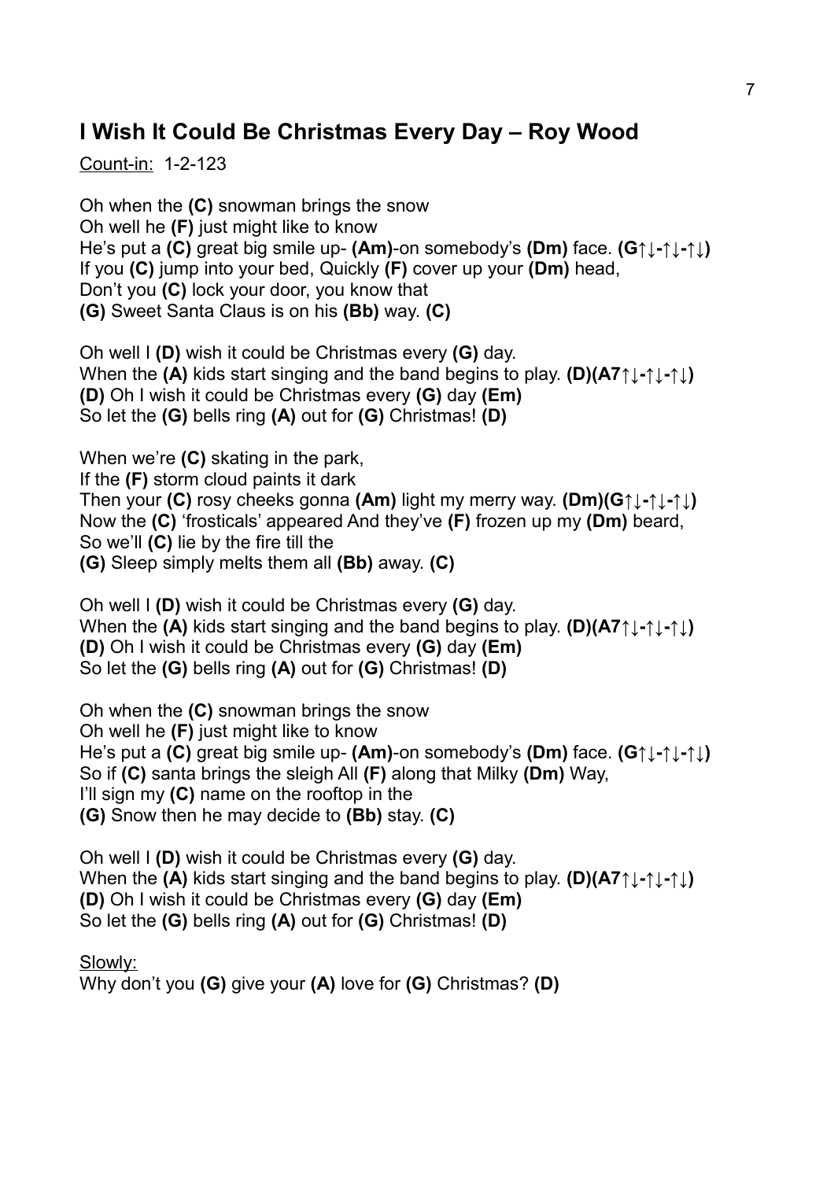## I Wish It Could Be Christmas Every Day – Roy Wood

Count-in: 1-2-123

Oh when the **(C)** snowman brings the snow
Oh well he **(F)** just might like to know
He's put a **(C)** great big smile up- **(Am)**-on somebody's **(Dm)** face. **(G↑↓-↑↓-↑↓)**
If you **(C)** jump into your bed, Quickly **(F)** cover up your **(Dm)** head,
Don't you **(C)** lock your door, you know that
**(G)** Sweet Santa Claus is on his **(Bb)** way. **(C)**

Oh well I **(D)** wish it could be Christmas every **(G)** day.
When the **(A)** kids start singing and the band begins to play. **(D)(A7↑↓-↑↓-↑↓)**
**(D)** Oh I wish it could be Christmas every **(G)** day **(Em)**
So let the **(G)** bells ring **(A)** out for **(G)** Christmas! **(D)**

When we're **(C)** skating in the park,
If the **(F)** storm cloud paints it dark
Then your **(C)** rosy cheeks gonna **(Am)** light my merry way. **(Dm)(G↑↓-↑↓-↑↓)**
Now the **(C)** 'frosticals' appeared And they've **(F)** frozen up my **(Dm)** beard,
So we'll **(C)** lie by the fire till the
**(G)** Sleep simply melts them all **(Bb)** away. **(C)**

Oh well I **(D)** wish it could be Christmas every **(G)** day.
When the **(A)** kids start singing and the band begins to play. **(D)(A7↑↓-↑↓-↑↓)**
**(D)** Oh I wish it could be Christmas every **(G)** day **(Em)**
So let the **(G)** bells ring **(A)** out for **(G)** Christmas! **(D)**

Oh when the **(C)** snowman brings the snow
Oh well he **(F)** just might like to know
He's put a **(C)** great big smile up- **(Am)**-on somebody's **(Dm)** face. **(G↑↓-↑↓-↑↓)**
So if **(C)** santa brings the sleigh All **(F)** along that Milky **(Dm)** Way,
I'll sign my **(C)** name on the rooftop in the
**(G)** Snow then he may decide to **(Bb)** stay. **(C)**

Oh well I **(D)** wish it could be Christmas every **(G)** day.
When the **(A)** kids start singing and the band begins to play. **(D)(A7↑↓-↑↓-↑↓)**
**(D)** Oh I wish it could be Christmas every **(G)** day **(Em)**
So let the **(G)** bells ring **(A)** out for **(G)** Christmas! **(D)**

Slowly:
Why don't you **(G)** give your **(A)** love for **(G)** Christmas? **(D)**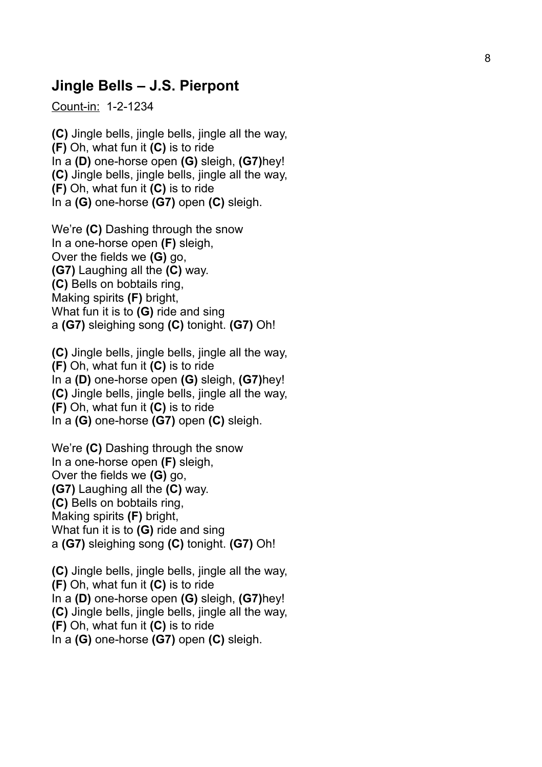## Jingle Bells – J.S. Pierpont

Count-in: 1-2-1234

**(C)** Jingle bells, jingle bells, jingle all the way,
**(F)** Oh, what fun it **(C)** is to ride
In a **(D)** one-horse open **(G)** sleigh, **(G7)**hey!
**(C)** Jingle bells, jingle bells, jingle all the way,
**(F)** Oh, what fun it **(C)** is to ride
In a **(G)** one-horse **(G7)** open **(C)** sleigh.

We're **(C)** Dashing through the snow
In a one-horse open **(F)** sleigh,
Over the fields we **(G)** go,
**(G7)** Laughing all the **(C)** way.
**(C)** Bells on bobtails ring,
Making spirits **(F)** bright,
What fun it is to **(G)** ride and sing
a **(G7)** sleighing song **(C)** tonight. **(G7)** Oh!

**(C)** Jingle bells, jingle bells, jingle all the way,
**(F)** Oh, what fun it **(C)** is to ride
In a **(D)** one-horse open **(G)** sleigh, **(G7)**hey!
**(C)** Jingle bells, jingle bells, jingle all the way,
**(F)** Oh, what fun it **(C)** is to ride
In a **(G)** one-horse **(G7)** open **(C)** sleigh.

We're **(C)** Dashing through the snow
In a one-horse open **(F)** sleigh,
Over the fields we **(G)** go,
**(G7)** Laughing all the **(C)** way.
**(C)** Bells on bobtails ring,
Making spirits **(F)** bright,
What fun it is to **(G)** ride and sing
a **(G7)** sleighing song **(C)** tonight. **(G7)** Oh!

**(C)** Jingle bells, jingle bells, jingle all the way,
**(F)** Oh, what fun it **(C)** is to ride
In a **(D)** one-horse open **(G)** sleigh, **(G7)**hey!
**(C)** Jingle bells, jingle bells, jingle all the way,
**(F)** Oh, what fun it **(C)** is to ride
In a **(G)** one-horse **(G7)** open **(C)** sleigh.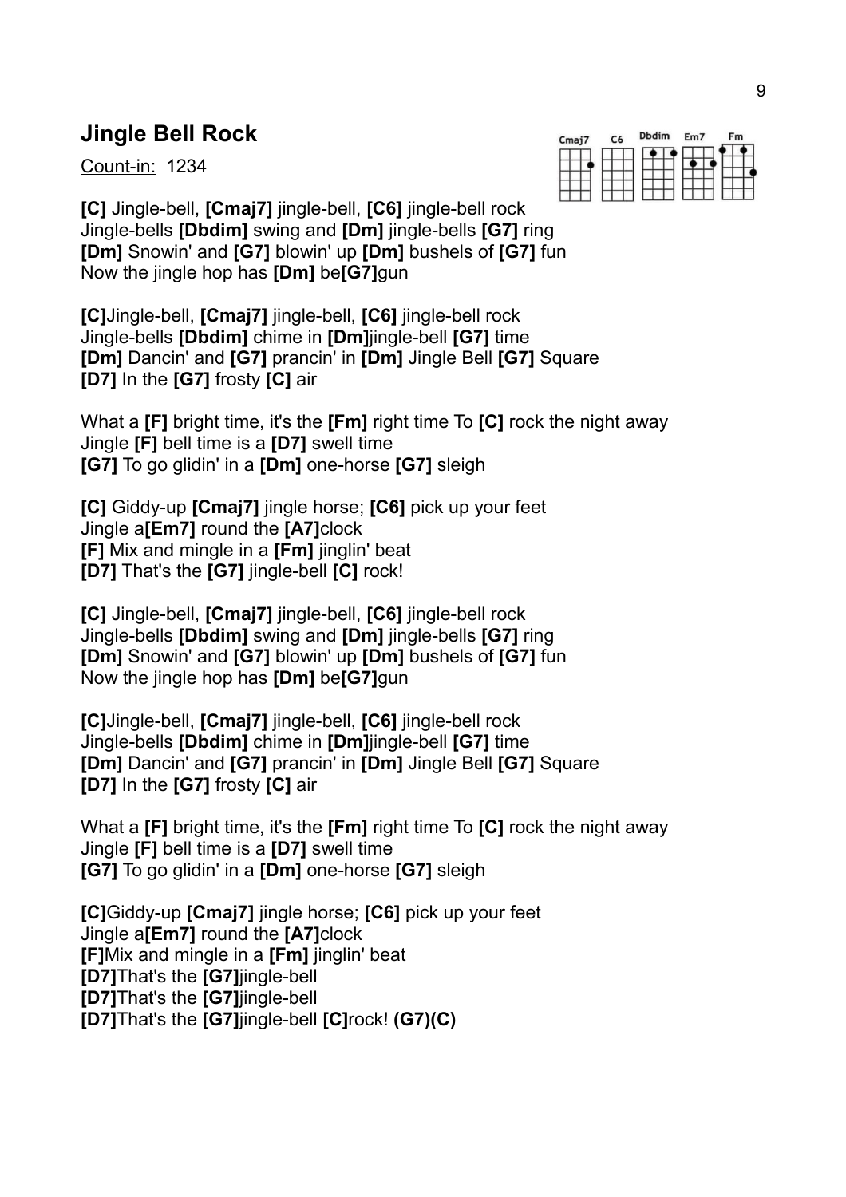## Jingle Bell Rock

Count-in: 1234

**[C]** Jingle-bell, **[Cmaj7]** jingle-bell, **[C6]** jingle-bell rock
Jingle-bells **[Dbdim]** swing and **[Dm]** jingle-bells **[G7]** ring
**[Dm]** Snowin' and **[G7]** blowin' up **[Dm]** bushels of **[G7]** fun
Now the jingle hop has **[Dm]** be**[G7]**gun

**[C]**Jingle-bell, **[Cmaj7]** jingle-bell, **[C6]** jingle-bell rock
Jingle-bells **[Dbdim]** chime in **[Dm]**jingle-bell **[G7]** time
**[Dm]** Dancin' and **[G7]** prancin' in **[Dm]** Jingle Bell **[G7]** Square
**[D7]** In the **[G7]** frosty **[C]** air

What a **[F]** bright time, it's the **[Fm]** right time To **[C]** rock the night away
Jingle **[F]** bell time is a **[D7]** swell time
**[G7]** To go glidin' in a **[Dm]** one-horse **[G7]** sleigh

**[C]** Giddy-up **[Cmaj7]** jingle horse; **[C6]** pick up your feet
Jingle a**[Em7]** round the **[A7]**clock
**[F]** Mix and mingle in a **[Fm]** jinglin' beat
**[D7]** That's the **[G7]** jingle-bell **[C]** rock!

**[C]** Jingle-bell, **[Cmaj7]** jingle-bell, **[C6]** jingle-bell rock
Jingle-bells **[Dbdim]** swing and **[Dm]** jingle-bells **[G7]** ring
**[Dm]** Snowin' and **[G7]** blowin' up **[Dm]** bushels of **[G7]** fun
Now the jingle hop has **[Dm]** be**[G7]**gun

**[C]**Jingle-bell, **[Cmaj7]** jingle-bell, **[C6]** jingle-bell rock
Jingle-bells **[Dbdim]** chime in **[Dm]**jingle-bell **[G7]** time
**[Dm]** Dancin' and **[G7]** prancin' in **[Dm]** Jingle Bell **[G7]** Square
**[D7]** In the **[G7]** frosty **[C]** air

What a **[F]** bright time, it's the **[Fm]** right time To **[C]** rock the night away
Jingle **[F]** bell time is a **[D7]** swell time
**[G7]** To go glidin' in a **[Dm]** one-horse **[G7]** sleigh

**[C]**Giddy-up **[Cmaj7]** jingle horse; **[C6]** pick up your feet
Jingle a**[Em7]** round the **[A7]**clock
**[F]**Mix and mingle in a **[Fm]** jinglin' beat
**[D7]**That's the **[G7]**jingle-bell
**[D7]**That's the **[G7]**jingle-bell
**[D7]**That's the **[G7]**jingle-bell **[C]**rock! **(G7)(C)**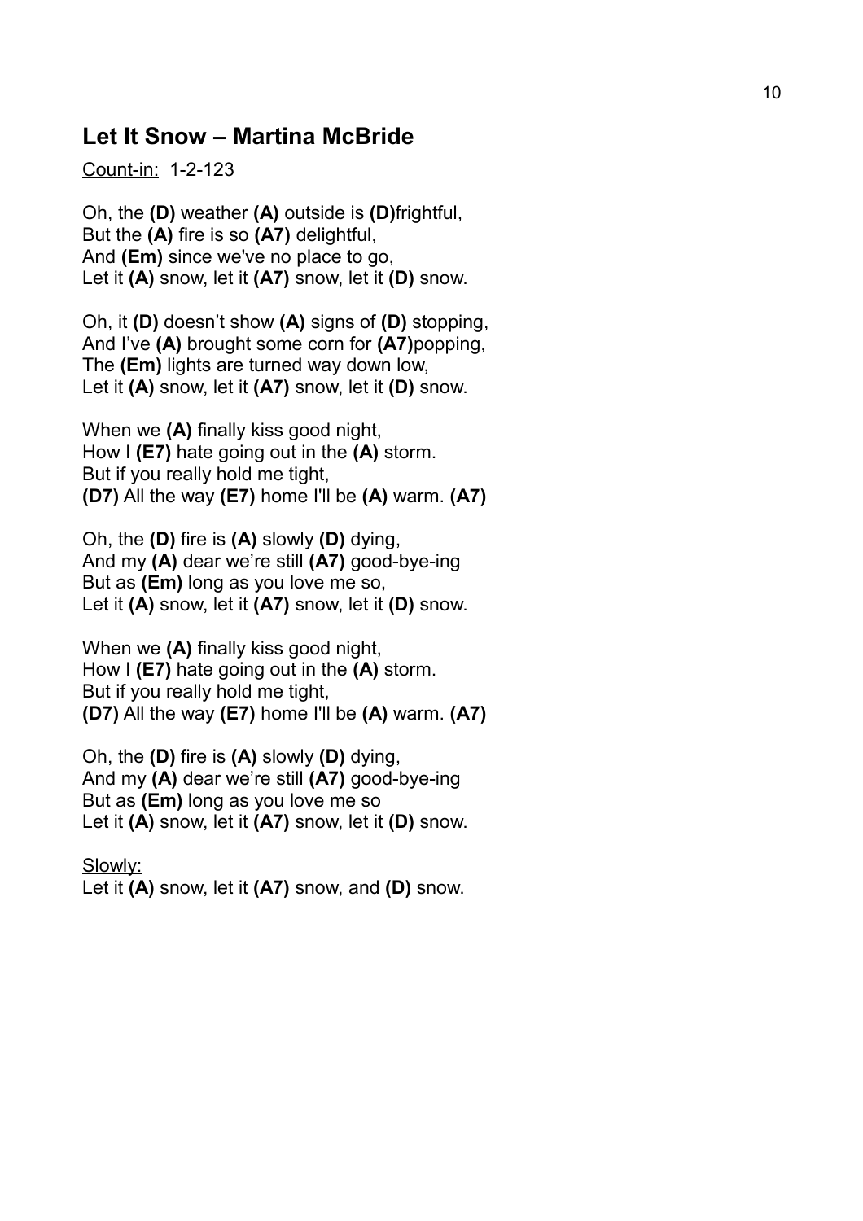## Let It Snow – Martina McBride

Count-in: 1-2-123

Oh, the **(D)** weather **(A)** outside is **(D)**frightful,
But the **(A)** fire is so **(A7)** delightful,
And **(Em)** since we've no place to go,
Let it **(A)** snow, let it **(A7)** snow, let it **(D)** snow.

Oh, it **(D)** doesn't show **(A)** signs of **(D)** stopping,
And I've **(A)** brought some corn for **(A7)**popping,
The **(Em)** lights are turned way down low,
Let it **(A)** snow, let it **(A7)** snow, let it **(D)** snow.

When we **(A)** finally kiss good night,
How I **(E7)** hate going out in the **(A)** storm.
But if you really hold me tight,
**(D7)** All the way **(E7)** home I'll be **(A)** warm. **(A7)**

Oh, the **(D)** fire is **(A)** slowly **(D)** dying,
And my **(A)** dear we're still **(A7)** good-bye-ing
But as **(Em)** long as you love me so,
Let it **(A)** snow, let it **(A7)** snow, let it **(D)** snow.

When we **(A)** finally kiss good night,
How I **(E7)** hate going out in the **(A)** storm.
But if you really hold me tight,
**(D7)** All the way **(E7)** home I'll be **(A)** warm. **(A7)**

Oh, the **(D)** fire is **(A)** slowly **(D)** dying,
And my **(A)** dear we're still **(A7)** good-bye-ing
But as **(Em)** long as you love me so
Let it **(A)** snow, let it **(A7)** snow, let it **(D)** snow.

Slowly:
Let it **(A)** snow, let it **(A7)** snow, and **(D)** snow.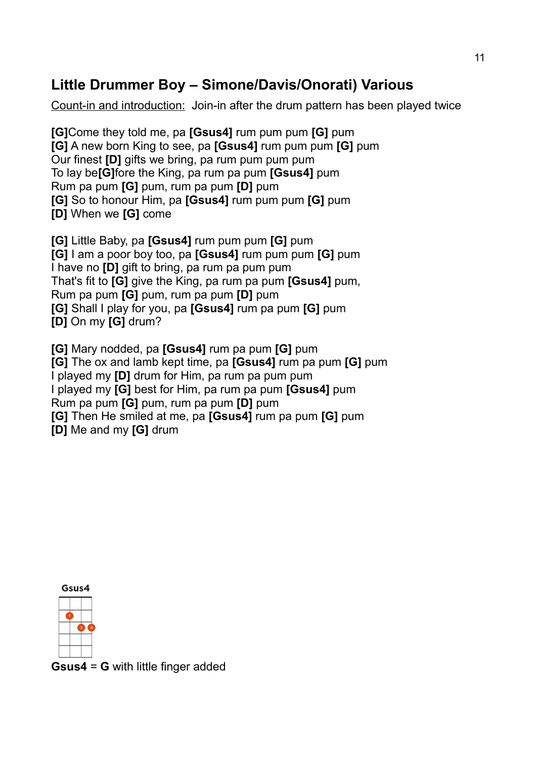## Little Drummer Boy – Simone/Davis/Onorati) Various

Count-in and introduction: Join-in after the drum pattern has been played twice

**[G]**Come they told me, pa **[Gsus4]** rum pum pum **[G]** pum
**[G]** A new born King to see, pa **[Gsus4]** rum pum pum **[G]** pum
Our finest **[D]** gifts we bring, pa rum pum pum pum
To lay be**[G]**fore the King, pa rum pa pum **[Gsus4]** pum
Rum pa pum **[G]** pum, rum pa pum **[D]** pum
**[G]** So to honour Him, pa **[Gsus4]** rum pum pum **[G]** pum
**[D]** When we **[G]** come

**[G]** Little Baby, pa **[Gsus4]** rum pum pum **[G]** pum
**[G]** I am a poor boy too, pa **[Gsus4]** rum pum pum **[G]** pum
I have no **[D]** gift to bring, pa rum pa pum pum
That's fit to **[G]** give the King, pa rum pa pum **[Gsus4]** pum,
Rum pa pum **[G]** pum, rum pa pum **[D]** pum
**[G]** Shall I play for you, pa **[Gsus4]** rum pa pum **[G]** pum
**[D]** On my **[G]** drum?

**[G]** Mary nodded, pa **[Gsus4]** rum pa pum **[G]** pum
**[G]** The ox and lamb kept time, pa **[Gsus4]** rum pa pum **[G]** pum
I played my **[D]** drum for Him, pa rum pa pum pum
I played my **[G]** best for Him, pa rum pa pum **[Gsus4]** pum
Rum pa pum **[G]** pum, rum pa pum **[D]** pum
**[G]** Then He smiled at me, pa **[Gsus4]** rum pa pum **[G]** pum
**[D]** Me and my **[G]** drum

Gsus4

**Gsus4** = **G** with little finger added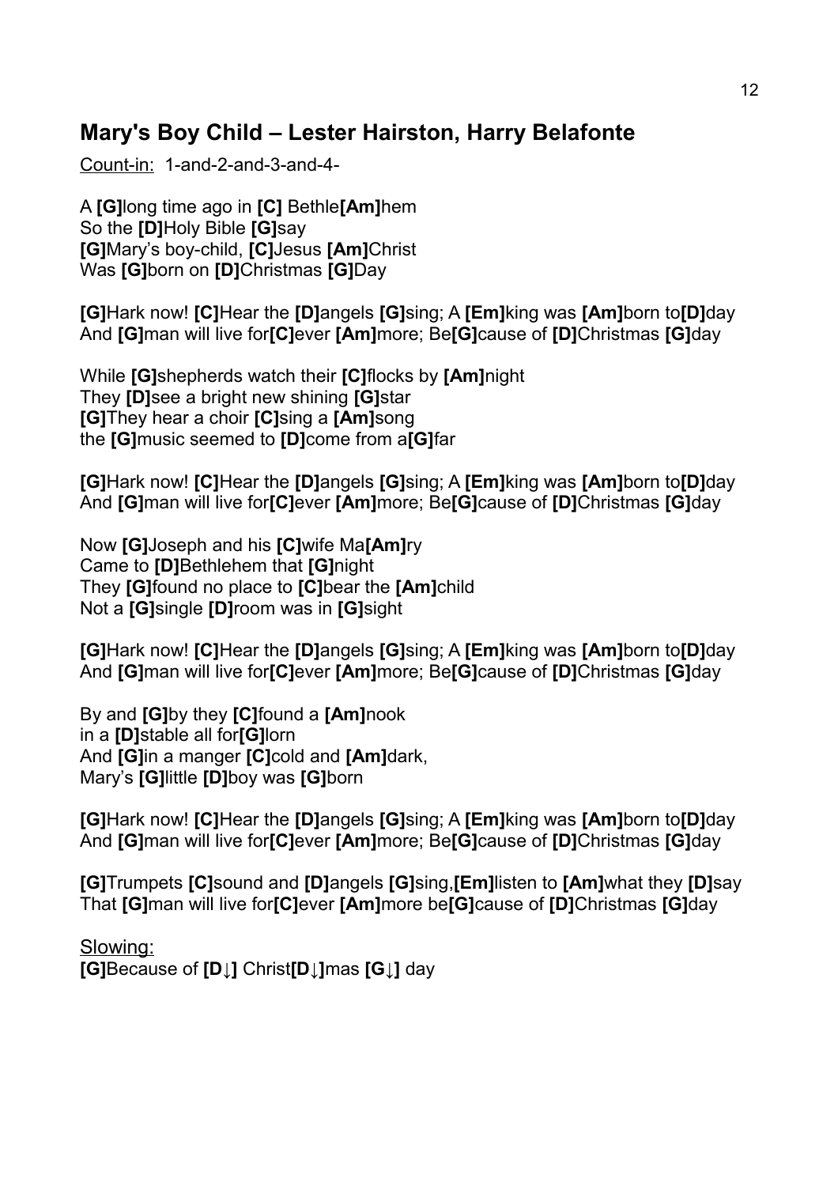## Mary's Boy Child – Lester Hairston, Harry Belafonte

Count-in: 1-and-2-and-3-and-4-

A **[G]**long time ago in **[C]** Bethle**[Am]**hem
So the **[D]**Holy Bible **[G]**say
**[G]**Mary's boy-child, **[C]**Jesus **[Am]**Christ
Was **[G]**born on **[D]**Christmas **[G]**Day

**[G]**Hark now! **[C]**Hear the **[D]**angels **[G]**sing; A **[Em]**king was **[Am]**born to**[D]**day
And **[G]**man will live for**[C]**ever **[Am]**more; Be**[G]**cause of **[D]**Christmas **[G]**day

While **[G]**shepherds watch their **[C]**flocks by **[Am]**night
They **[D]**see a bright new shining **[G]**star
**[G]**They hear a choir **[C]**sing a **[Am]**song
the **[G]**music seemed to **[D]**come from a**[G]**far

**[G]**Hark now! **[C]**Hear the **[D]**angels **[G]**sing; A **[Em]**king was **[Am]**born to**[D]**day
And **[G]**man will live for**[C]**ever **[Am]**more; Be**[G]**cause of **[D]**Christmas **[G]**day

Now **[G]**Joseph and his **[C]**wife Ma**[Am]**ry
Came to **[D]**Bethlehem that **[G]**night
They **[G]**found no place to **[C]**bear the **[Am]**child
Not a **[G]**single **[D]**room was in **[G]**sight

**[G]**Hark now! **[C]**Hear the **[D]**angels **[G]**sing; A **[Em]**king was **[Am]**born to**[D]**day
And **[G]**man will live for**[C]**ever **[Am]**more; Be**[G]**cause of **[D]**Christmas **[G]**day

By and **[G]**by they **[C]**found a **[Am]**nook
in a **[D]**stable all for**[G]**lorn
And **[G]**in a manger **[C]**cold and **[Am]**dark,
Mary's **[G]**little **[D]**boy was **[G]**born

**[G]**Hark now! **[C]**Hear the **[D]**angels **[G]**sing; A **[Em]**king was **[Am]**born to**[D]**day
And **[G]**man will live for**[C]**ever **[Am]**more; Be**[G]**cause of **[D]**Christmas **[G]**day

**[G]**Trumpets **[C]**sound and **[D]**angels **[G]**sing,**[Em]**listen to **[Am]**what they **[D]**say
That **[G]**man will live for**[C]**ever **[Am]**more be**[G]**cause of **[D]**Christmas **[G]**day

Slowing:
**[G]**Because of **[D↓]** Christ**[D↓]**mas **[G↓]** day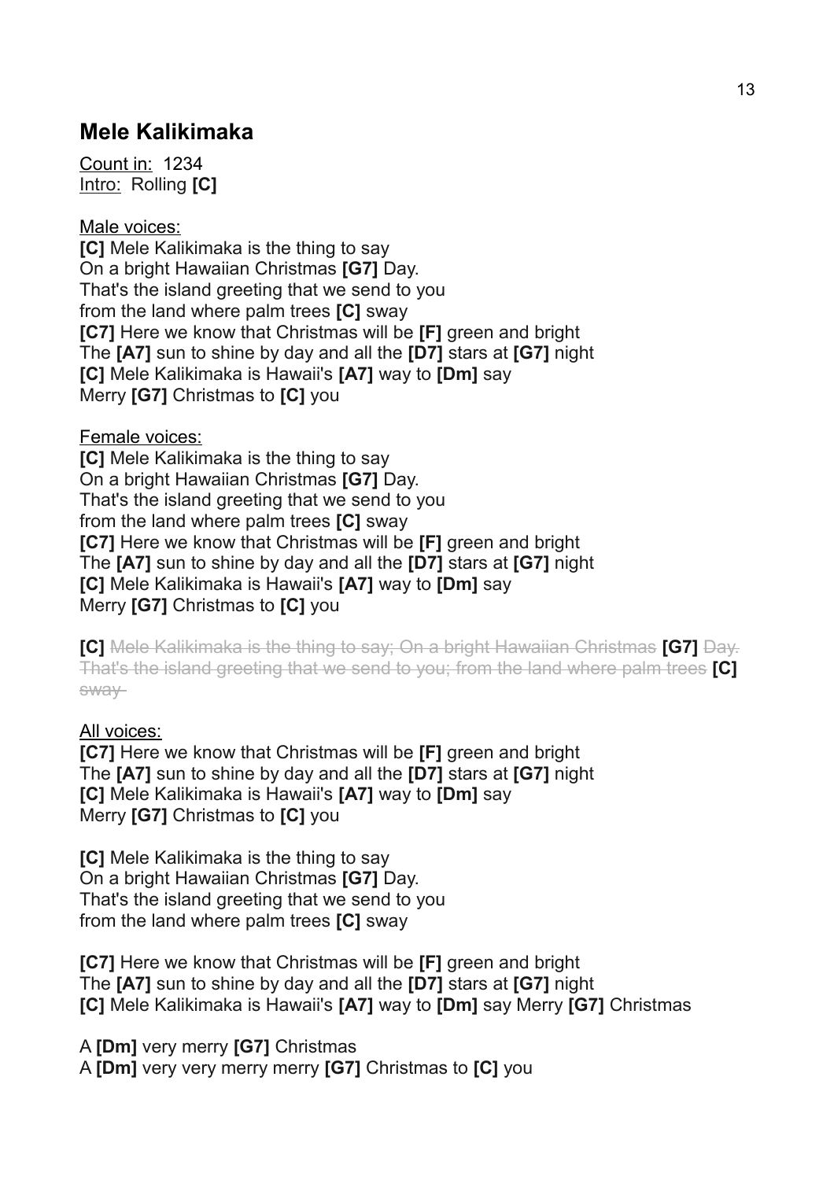## Mele Kalikimaka

<u>Count in:</u> 1234
<u>Intro:</u> Rolling **[C]**

<u>Male voices:</u>
**[C]** Mele Kalikimaka is the thing to say
On a bright Hawaiian Christmas **[G7]** Day.
That's the island greeting that we send to you
from the land where palm trees **[C]** sway
**[C7]** Here we know that Christmas will be **[F]** green and bright
The **[A7]** sun to shine by day and all the **[D7]** stars at **[G7]** night
**[C]** Mele Kalikimaka is Hawaii's **[A7]** way to **[Dm]** say
Merry **[G7]** Christmas to **[C]** you

<u>Female voices:</u>
**[C]** Mele Kalikimaka is the thing to say
On a bright Hawaiian Christmas **[G7]** Day.
That's the island greeting that we send to you
from the land where palm trees **[C]** sway
**[C7]** Here we know that Christmas will be **[F]** green and bright
The **[A7]** sun to shine by day and all the **[D7]** stars at **[G7]** night
**[C]** Mele Kalikimaka is Hawaii's **[A7]** way to **[Dm]** say
Merry **[G7]** Christmas to **[C]** you

**[C]** ~~Mele Kalikimaka is the thing to say; On a bright Hawaiian Christmas~~ **[G7]** ~~Day. That's the island greeting that we send to you; from the land where palm trees~~ **[C]** ~~sway~~

<u>All voices:</u>
**[C7]** Here we know that Christmas will be **[F]** green and bright
The **[A7]** sun to shine by day and all the **[D7]** stars at **[G7]** night
**[C]** Mele Kalikimaka is Hawaii's **[A7]** way to **[Dm]** say
Merry **[G7]** Christmas to **[C]** you

**[C]** Mele Kalikimaka is the thing to say
On a bright Hawaiian Christmas **[G7]** Day.
That's the island greeting that we send to you
from the land where palm trees **[C]** sway

**[C7]** Here we know that Christmas will be **[F]** green and bright
The **[A7]** sun to shine by day and all the **[D7]** stars at **[G7]** night
**[C]** Mele Kalikimaka is Hawaii's **[A7]** way to **[Dm]** say Merry **[G7]** Christmas

A **[Dm]** very merry **[G7]** Christmas
A **[Dm]** very very merry merry **[G7]** Christmas to **[C]** you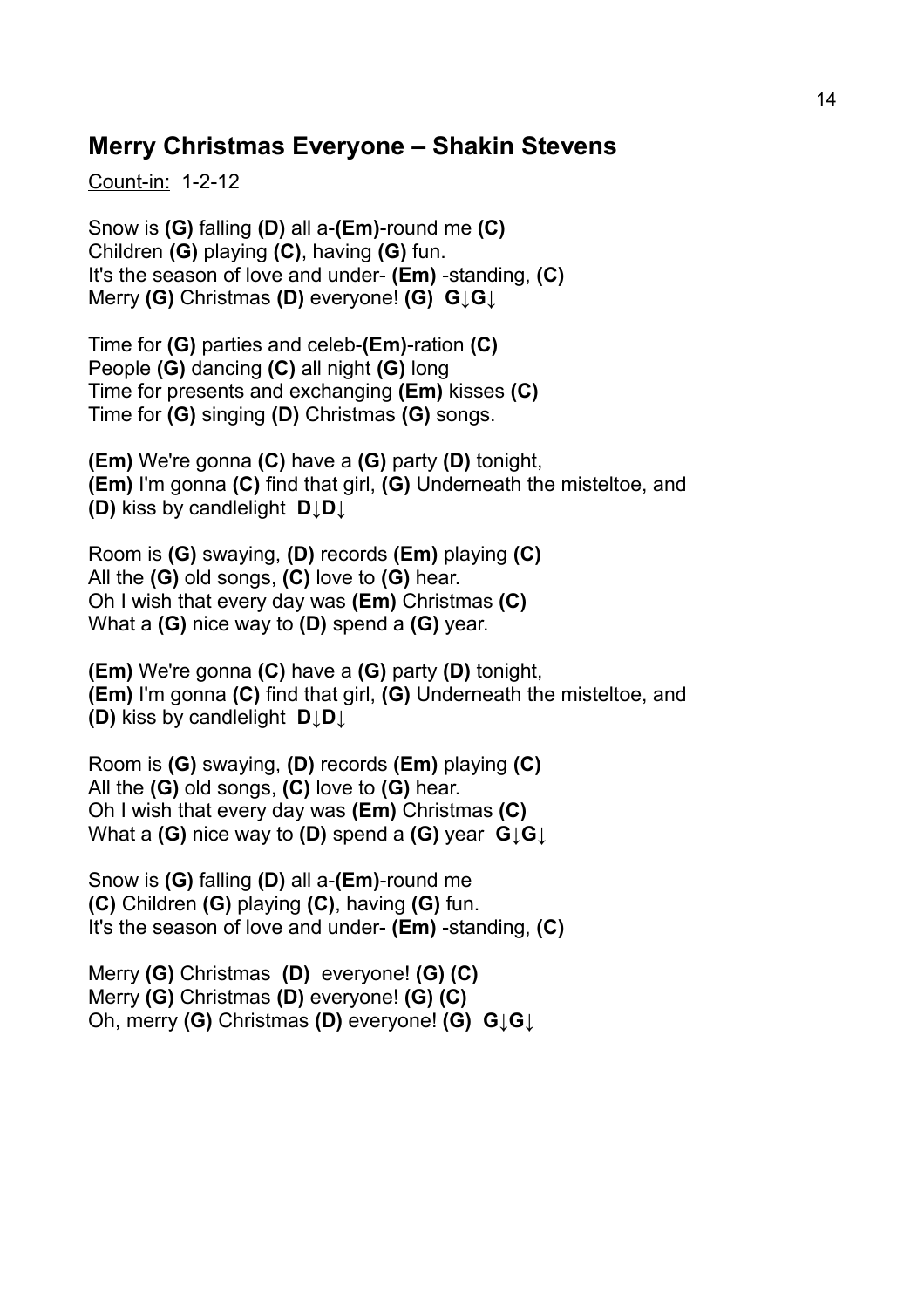## Merry Christmas Everyone – Shakin Stevens

<u>Count-in:</u> 1-2-12

Snow is **(G)** falling **(D)** all a-**(Em)**-round me **(C)**
Children **(G)** playing **(C)**, having **(G)** fun.
It's the season of love and under- **(Em)** -standing, **(C)**
Merry **(G)** Christmas **(D)** everyone! **(G)** **G↓G↓**

Time for **(G)** parties and celeb-**(Em)**-ration **(C)**
People **(G)** dancing **(C)** all night **(G)** long
Time for presents and exchanging **(Em)** kisses **(C)**
Time for **(G)** singing **(D)** Christmas **(G)** songs.

**(Em)** We're gonna **(C)** have a **(G)** party **(D)** tonight,
**(Em)** I'm gonna **(C)** find that girl, **(G)** Underneath the misteltoe, and
**(D)** kiss by candlelight **D↓D↓**

Room is **(G)** swaying, **(D)** records **(Em)** playing **(C)**
All the **(G)** old songs, **(C)** love to **(G)** hear.
Oh I wish that every day was **(Em)** Christmas **(C)**
What a **(G)** nice way to **(D)** spend a **(G)** year.

**(Em)** We're gonna **(C)** have a **(G)** party **(D)** tonight,
**(Em)** I'm gonna **(C)** find that girl, **(G)** Underneath the misteltoe, and
**(D)** kiss by candlelight **D↓D↓**

Room is **(G)** swaying, **(D)** records **(Em)** playing **(C)**
All the **(G)** old songs, **(C)** love to **(G)** hear.
Oh I wish that every day was **(Em)** Christmas **(C)**
What a **(G)** nice way to **(D)** spend a **(G)** year **G↓G↓**

Snow is **(G)** falling **(D)** all a-**(Em)**-round me
**(C)** Children **(G)** playing **(C)**, having **(G)** fun.
It's the season of love and under- **(Em)** -standing, **(C)**

Merry **(G)** Christmas **(D)** everyone! **(G)** **(C)**
Merry **(G)** Christmas **(D)** everyone! **(G)** **(C)**
Oh, merry **(G)** Christmas **(D)** everyone! **(G)** **G↓G↓**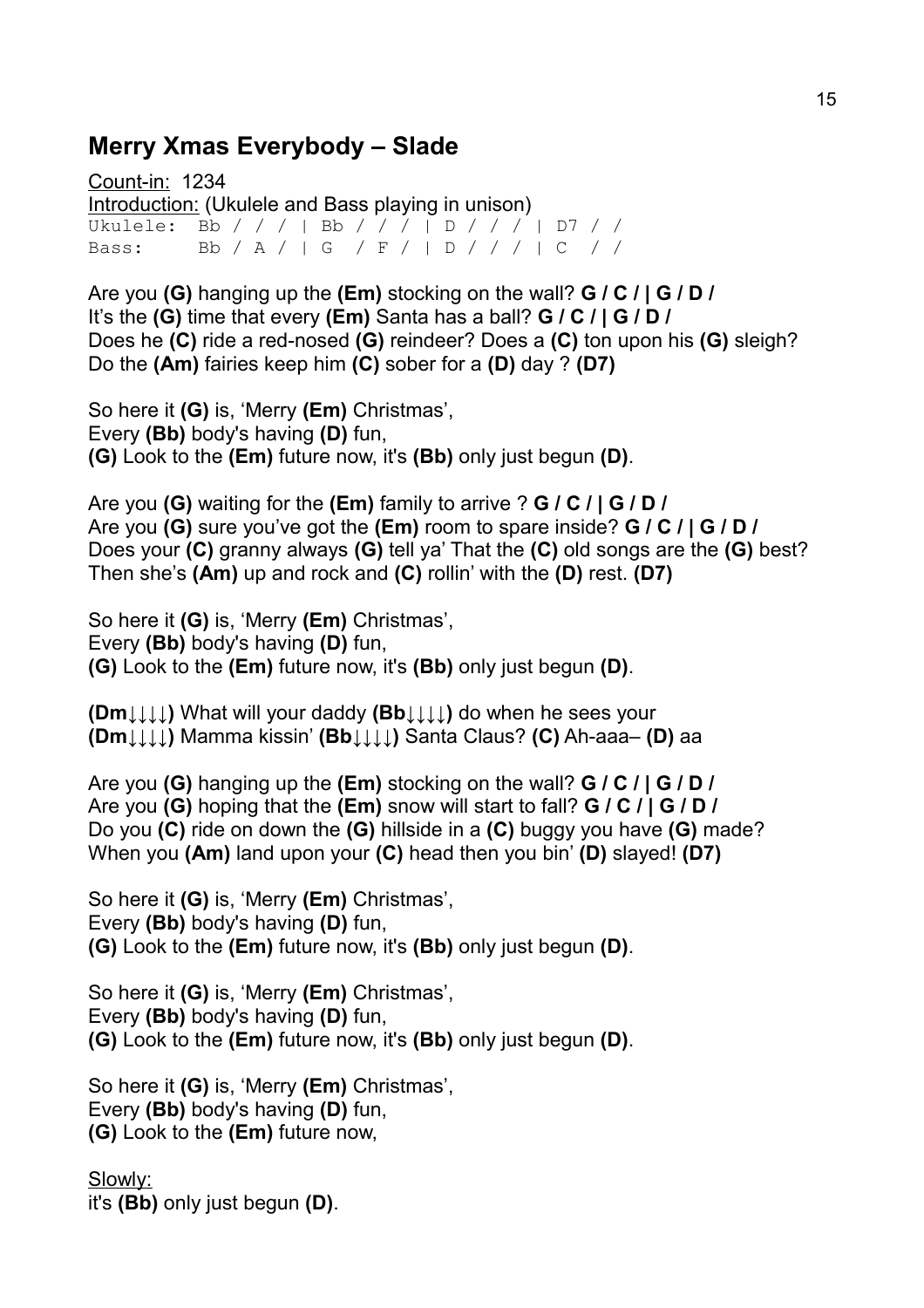## Merry Xmas Everybody – Slade

Count-in: 1234
Introduction: (Ukulele and Bass playing in unison)

```
Ukulele:  Bb / / / | Bb / / / | D / / / | D7 / /
Bass:     Bb / A / | G  / F / | D / / / | C  / /
```

Are you **(G)** hanging up the **(Em)** stocking on the wall? **G / C / | G / D /**
It's the **(G)** time that every **(Em)** Santa has a ball? **G / C / | G / D /**
Does he **(C)** ride a red-nosed **(G)** reindeer? Does a **(C)** ton upon his **(G)** sleigh?
Do the **(Am)** fairies keep him **(C)** sober for a **(D)** day ? **(D7)**

So here it **(G)** is, 'Merry **(Em)** Christmas',
Every **(Bb)** body's having **(D)** fun,
**(G)** Look to the **(Em)** future now, it's **(Bb)** only just begun **(D)**.

Are you **(G)** waiting for the **(Em)** family to arrive ? **G / C / | G / D /**
Are you **(G)** sure you've got the **(Em)** room to spare inside? **G / C / | G / D /**
Does your **(C)** granny always **(G)** tell ya' That the **(C)** old songs are the **(G)** best?
Then she's **(Am)** up and rock and **(C)** rollin' with the **(D)** rest. **(D7)**

So here it **(G)** is, 'Merry **(Em)** Christmas',
Every **(Bb)** body's having **(D)** fun,
**(G)** Look to the **(Em)** future now, it's **(Bb)** only just begun **(D)**.

**(Dm↓↓↓↓)** What will your daddy **(Bb↓↓↓↓)** do when he sees your
**(Dm↓↓↓↓)** Mamma kissin' **(Bb↓↓↓↓)** Santa Claus? **(C)** Ah-aaa– **(D)** aa

Are you **(G)** hanging up the **(Em)** stocking on the wall? **G / C / | G / D /**
Are you **(G)** hoping that the **(Em)** snow will start to fall? **G / C / | G / D /**
Do you **(C)** ride on down the **(G)** hillside in a **(C)** buggy you have **(G)** made?
When you **(Am)** land upon your **(C)** head then you bin' **(D)** slayed! **(D7)**

So here it **(G)** is, 'Merry **(Em)** Christmas',
Every **(Bb)** body's having **(D)** fun,
**(G)** Look to the **(Em)** future now, it's **(Bb)** only just begun **(D)**.

So here it **(G)** is, 'Merry **(Em)** Christmas',
Every **(Bb)** body's having **(D)** fun,
**(G)** Look to the **(Em)** future now, it's **(Bb)** only just begun **(D)**.

So here it **(G)** is, 'Merry **(Em)** Christmas',
Every **(Bb)** body's having **(D)** fun,
**(G)** Look to the **(Em)** future now,

Slowly:
it's **(Bb)** only just begun **(D)**.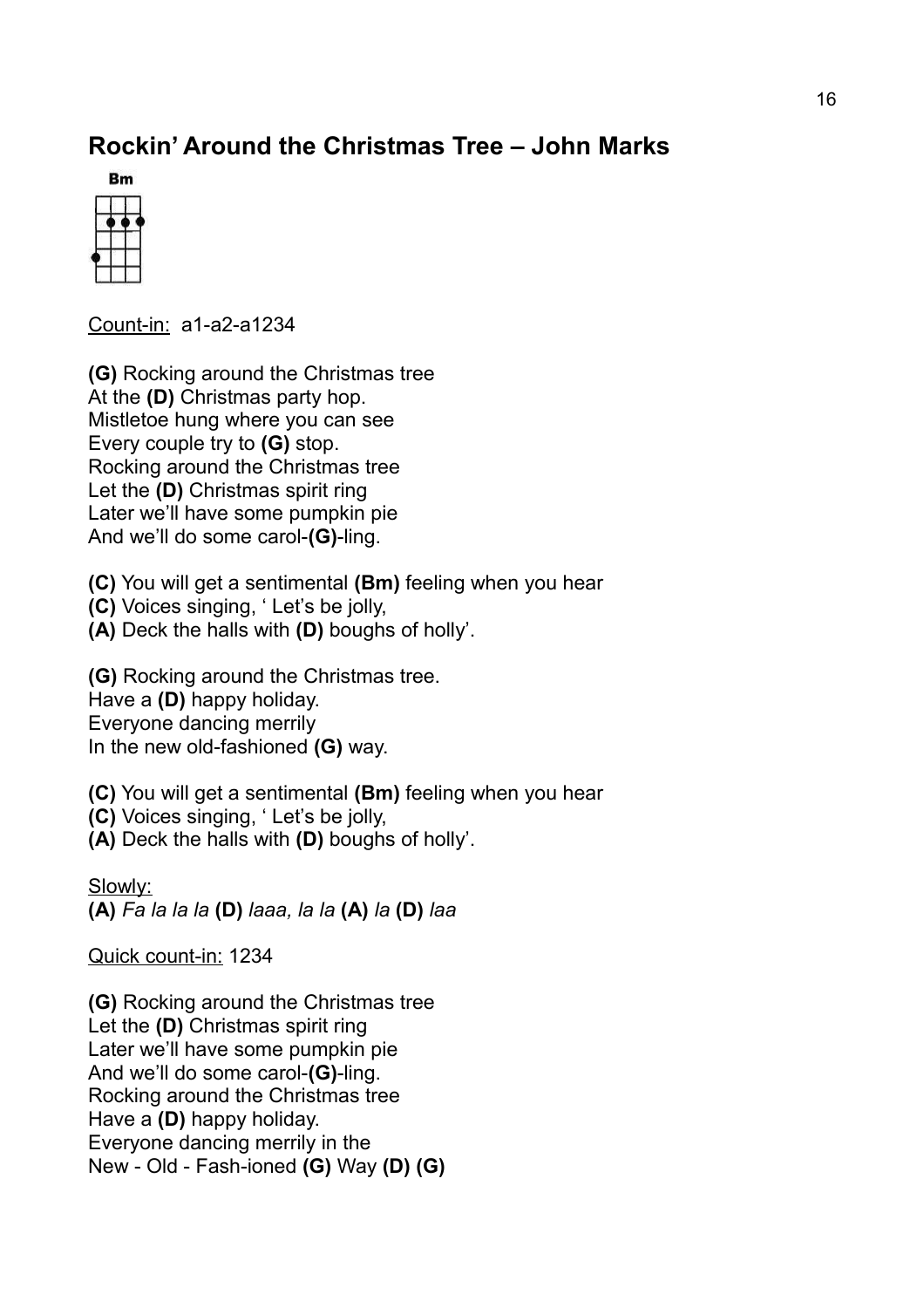## Rockin' Around the Christmas Tree – John Marks

Bm

Count-in: a1-a2-a1234

**(G)** Rocking around the Christmas tree
At the **(D)** Christmas party hop.
Mistletoe hung where you can see
Every couple try to **(G)** stop.
Rocking around the Christmas tree
Let the **(D)** Christmas spirit ring
Later we'll have some pumpkin pie
And we'll do some carol-**(G)**-ling.

**(C)** You will get a sentimental **(Bm)** feeling when you hear
**(C)** Voices singing, ' Let's be jolly,
**(A)** Deck the halls with **(D)** boughs of holly'.

**(G)** Rocking around the Christmas tree.
Have a **(D)** happy holiday.
Everyone dancing merrily
In the new old-fashioned **(G)** way.

**(C)** You will get a sentimental **(Bm)** feeling when you hear
**(C)** Voices singing, ' Let's be jolly,
**(A)** Deck the halls with **(D)** boughs of holly'.

Slowly:
**(A)** *Fa la la la* **(D)** *laaa, la la* **(A)** *la* **(D)** *laa*

Quick count-in: 1234

**(G)** Rocking around the Christmas tree
Let the **(D)** Christmas spirit ring
Later we'll have some pumpkin pie
And we'll do some carol-**(G)**-ling.
Rocking around the Christmas tree
Have a **(D)** happy holiday.
Everyone dancing merrily in the
New - Old - Fash-ioned **(G)** Way **(D)** **(G)**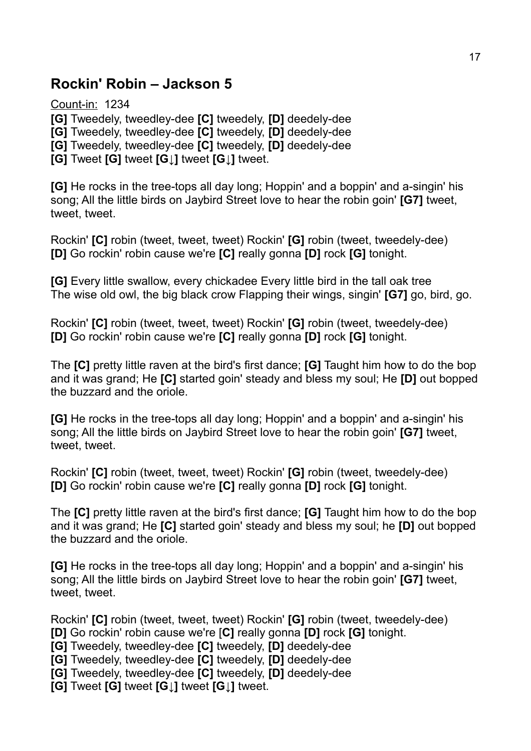## Rockin' Robin – Jackson 5

Count-in: 1234

**[G]** Tweedely, tweedley-dee **[C]** tweedely, **[D]** deedely-dee
**[G]** Tweedely, tweedley-dee **[C]** tweedely, **[D]** deedely-dee
**[G]** Tweedely, tweedley-dee **[C]** tweedely, **[D]** deedely-dee
**[G]** Tweet **[G]** tweet **[G↓]** tweet **[G↓]** tweet.

**[G]** He rocks in the tree-tops all day long; Hoppin' and a boppin' and a-singin' his song; All the little birds on Jaybird Street love to hear the robin goin' **[G7]** tweet, tweet, tweet.

Rockin' **[C]** robin (tweet, tweet, tweet) Rockin' **[G]** robin (tweet, tweedely-dee)
**[D]** Go rockin' robin cause we're **[C]** really gonna **[D]** rock **[G]** tonight.

**[G]** Every little swallow, every chickadee Every little bird in the tall oak tree
The wise old owl, the big black crow Flapping their wings, singin' **[G7]** go, bird, go.

Rockin' **[C]** robin (tweet, tweet, tweet) Rockin' **[G]** robin (tweet, tweedely-dee)
**[D]** Go rockin' robin cause we're **[C]** really gonna **[D]** rock **[G]** tonight.

The **[C]** pretty little raven at the bird's first dance; **[G]** Taught him how to do the bop and it was grand; He **[C]** started goin' steady and bless my soul; He **[D]** out bopped the buzzard and the oriole.

**[G]** He rocks in the tree-tops all day long; Hoppin' and a boppin' and a-singin' his song; All the little birds on Jaybird Street love to hear the robin goin' **[G7]** tweet, tweet, tweet.

Rockin' **[C]** robin (tweet, tweet, tweet) Rockin' **[G]** robin (tweet, tweedely-dee)
**[D]** Go rockin' robin cause we're **[C]** really gonna **[D]** rock **[G]** tonight.

The **[C]** pretty little raven at the bird's first dance; **[G]** Taught him how to do the bop and it was grand; He **[C]** started goin' steady and bless my soul; he **[D]** out bopped the buzzard and the oriole.

**[G]** He rocks in the tree-tops all day long; Hoppin' and a boppin' and a-singin' his song; All the little birds on Jaybird Street love to hear the robin goin' **[G7]** tweet, tweet, tweet.

Rockin' **[C]** robin (tweet, tweet, tweet) Rockin' **[G]** robin (tweet, tweedely-dee)
**[D]** Go rockin' robin cause we're [**C]** really gonna **[D]** rock **[G]** tonight.
**[G]** Tweedely, tweedley-dee **[C]** tweedely, **[D]** deedely-dee
**[G]** Tweedely, tweedley-dee **[C]** tweedely, **[D]** deedely-dee
**[G]** Tweedely, tweedley-dee **[C]** tweedely, **[D]** deedely-dee
**[G]** Tweet **[G]** tweet **[G↓]** tweet **[G↓]** tweet.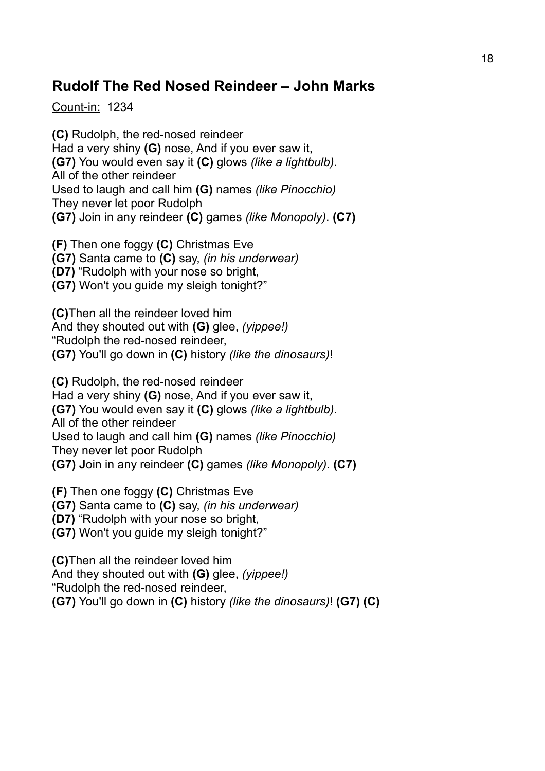## Rudolf The Red Nosed Reindeer – John Marks

Count-in: 1234

**(C)** Rudolph, the red-nosed reindeer
Had a very shiny **(G)** nose, And if you ever saw it,
**(G7)** You would even say it **(C)** glows *(like a lightbulb)*.
All of the other reindeer
Used to laugh and call him **(G)** names *(like Pinocchio)*
They never let poor Rudolph
**(G7)** Join in any reindeer **(C)** games *(like Monopoly)*. **(C7)**

**(F)** Then one foggy **(C)** Christmas Eve
**(G7)** Santa came to **(C)** say, *(in his underwear)*
**(D7)** "Rudolph with your nose so bright,
**(G7)** Won't you guide my sleigh tonight?"

**(C)**Then all the reindeer loved him
And they shouted out with **(G)** glee, *(yippee!)*
"Rudolph the red-nosed reindeer,
**(G7)** You'll go down in **(C)** history *(like the dinosaurs)*!

**(C)** Rudolph, the red-nosed reindeer
Had a very shiny **(G)** nose, And if you ever saw it,
**(G7)** You would even say it **(C)** glows *(like a lightbulb)*.
All of the other reindeer
Used to laugh and call him **(G)** names *(like Pinocchio)*
They never let poor Rudolph
**(G7) J**oin in any reindeer **(C)** games *(like Monopoly)*. **(C7)**

**(F)** Then one foggy **(C)** Christmas Eve
**(G7)** Santa came to **(C)** say, *(in his underwear)*
**(D7)** "Rudolph with your nose so bright,
**(G7)** Won't you guide my sleigh tonight?"

**(C)**Then all the reindeer loved him
And they shouted out with **(G)** glee, *(yippee!)*
"Rudolph the red-nosed reindeer,
**(G7)** You'll go down in **(C)** history *(like the dinosaurs)*! **(G7) (C)**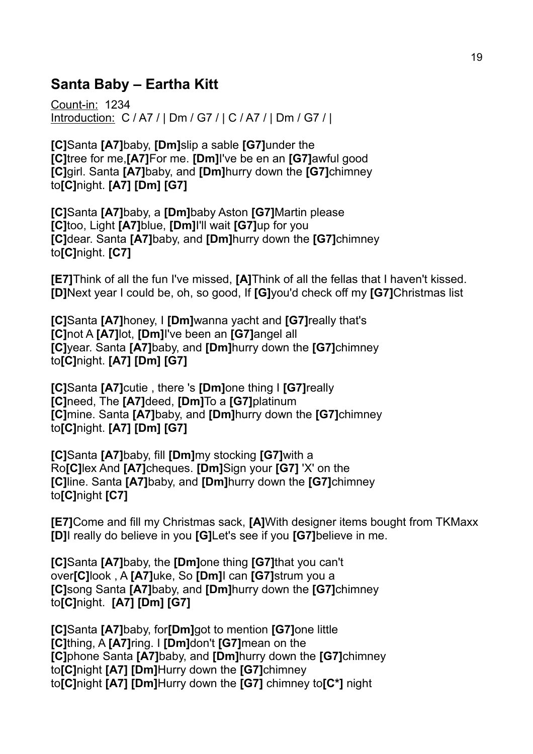## Santa Baby – Eartha Kitt

Count-in: 1234
Introduction: C / A7 / | Dm / G7 / | C / A7 / | Dm / G7 / |

**[C]**Santa **[A7]**baby, **[Dm]**slip a sable **[G7]**under the
**[C]**tree for me,**[A7]**For me. **[Dm]**I've be en an **[G7]**awful good
**[C]**girl. Santa **[A7]**baby, and **[Dm]**hurry down the **[G7]**chimney
to**[C]**night. **[A7] [Dm] [G7]**

**[C]**Santa **[A7]**baby, a **[Dm]**baby Aston **[G7]**Martin please
**[C]**too, Light **[A7]**blue, **[Dm]**I'll wait **[G7]**up for you
**[C]**dear. Santa **[A7]**baby, and **[Dm]**hurry down the **[G7]**chimney
to**[C]**night. **[C7]**

**[E7]**Think of all the fun I've missed, **[A]**Think of all the fellas that I haven't kissed.
**[D]**Next year I could be, oh, so good, If **[G]**you'd check off my **[G7]**Christmas list

**[C]**Santa **[A7]**honey, I **[Dm]**wanna yacht and **[G7]**really that's
**[C]**not A **[A7]**lot, **[Dm]**I've been an **[G7]**angel all
**[C]**year. Santa **[A7]**baby, and **[Dm]**hurry down the **[G7]**chimney
to**[C]**night. **[A7] [Dm] [G7]**

**[C]**Santa **[A7]**cutie , there 's **[Dm]**one thing I **[G7]**really
**[C]**need, The **[A7]**deed, **[Dm]**To a **[G7]**platinum
**[C]**mine. Santa **[A7]**baby, and **[Dm]**hurry down the **[G7]**chimney
to**[C]**night. **[A7] [Dm] [G7]**

**[C]**Santa **[A7]**baby, fill **[Dm]**my stocking **[G7]**with a
Ro**[C]**lex And **[A7]**cheques. **[Dm]**Sign your **[G7]** 'X' on the
**[C]**line. Santa **[A7]**baby, and **[Dm]**hurry down the **[G7]**chimney
to**[C]**night **[C7]**

**[E7]**Come and fill my Christmas sack, **[A]**With designer items bought from TKMaxx
**[D]**I really do believe in you **[G]**Let's see if you **[G7]**believe in me.

**[C]**Santa **[A7]**baby, the **[Dm]**one thing **[G7]**that you can't
over**[C]**look , A **[A7]**uke, So **[Dm]**I can **[G7]**strum you a
**[C]**song Santa **[A7]**baby, and **[Dm]**hurry down the **[G7]**chimney
to**[C]**night. **[A7] [Dm] [G7]**

**[C]**Santa **[A7]**baby, for**[Dm]**got to mention **[G7]**one little
**[C]**thing, A **[A7]**ring. I **[Dm]**don't **[G7]**mean on the
**[C]**phone Santa **[A7]**baby, and **[Dm]**hurry down the **[G7]**chimney
to**[C]**night **[A7] [Dm]**Hurry down the **[G7]**chimney
to**[C]**night **[A7] [Dm]**Hurry down the **[G7]** chimney to**[C*]** night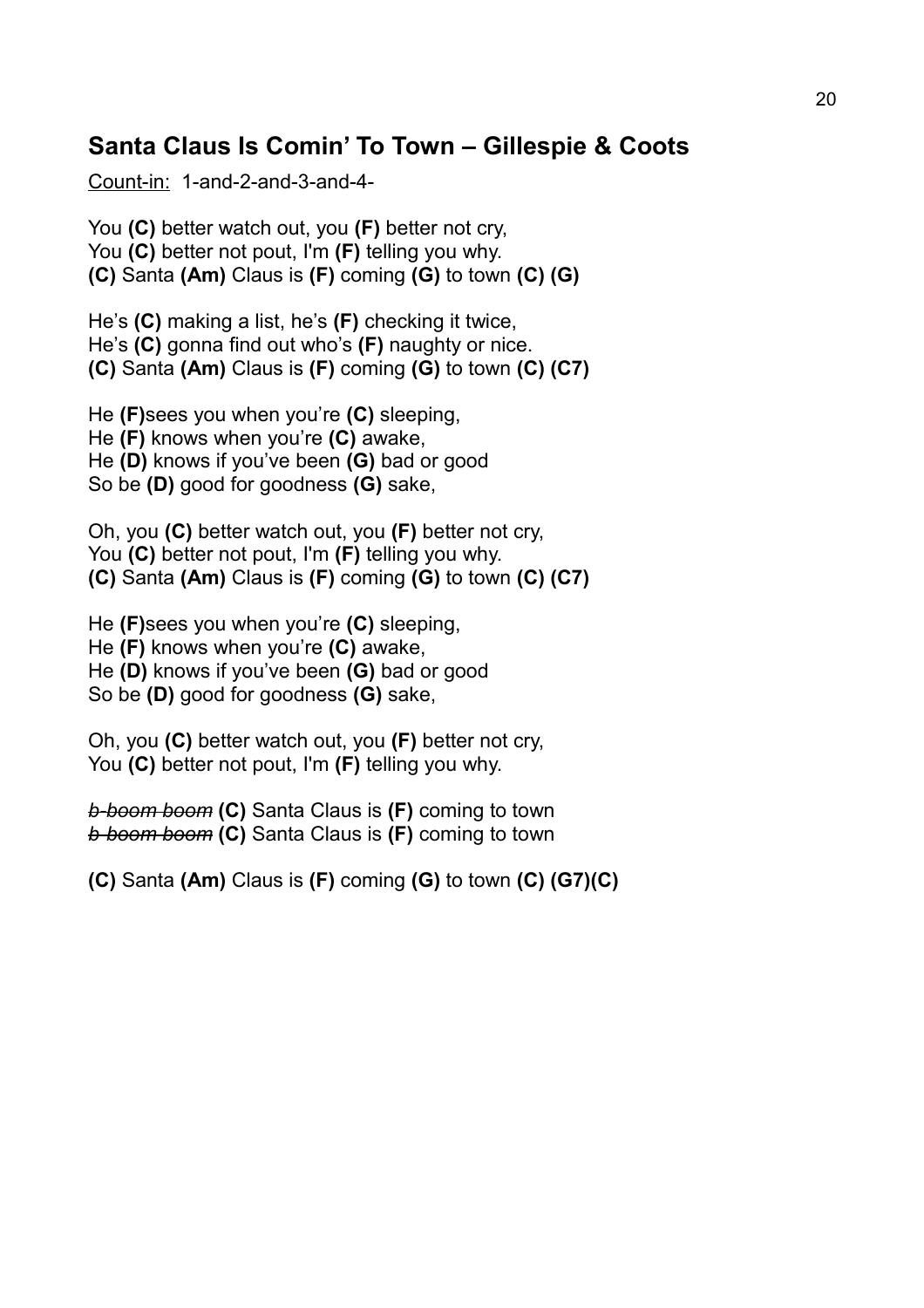## Santa Claus Is Comin' To Town – Gillespie & Coots

<u>Count-in:</u> 1-and-2-and-3-and-4-

You **(C)** better watch out, you **(F)** better not cry,
You **(C)** better not pout, I'm **(F)** telling you why.
**(C)** Santa **(Am)** Claus is **(F)** coming **(G)** to town **(C) (G)**

He's **(C)** making a list, he's **(F)** checking it twice,
He's **(C)** gonna find out who's **(F)** naughty or nice.
**(C)** Santa **(Am)** Claus is **(F)** coming **(G)** to town **(C) (C7)**

He **(F)**sees you when you're **(C)** sleeping,
He **(F)** knows when you're **(C)** awake,
He **(D)** knows if you've been **(G)** bad or good
So be **(D)** good for goodness **(G)** sake,

Oh, you **(C)** better watch out, you **(F)** better not cry,
You **(C)** better not pout, I'm **(F)** telling you why.
**(C)** Santa **(Am)** Claus is **(F)** coming **(G)** to town **(C) (C7)**

He **(F)**sees you when you're **(C)** sleeping,
He **(F)** knows when you're **(C)** awake,
He **(D)** knows if you've been **(G)** bad or good
So be **(D)** good for goodness **(G)** sake,

Oh, you **(C)** better watch out, you **(F)** better not cry,
You **(C)** better not pout, I'm **(F)** telling you why.

~~*b-boom boom*~~ **(C)** Santa Claus is **(F)** coming to town
~~*b-boom boom*~~ **(C)** Santa Claus is **(F)** coming to town

**(C)** Santa **(Am)** Claus is **(F)** coming **(G)** to town **(C) (G7)(C)**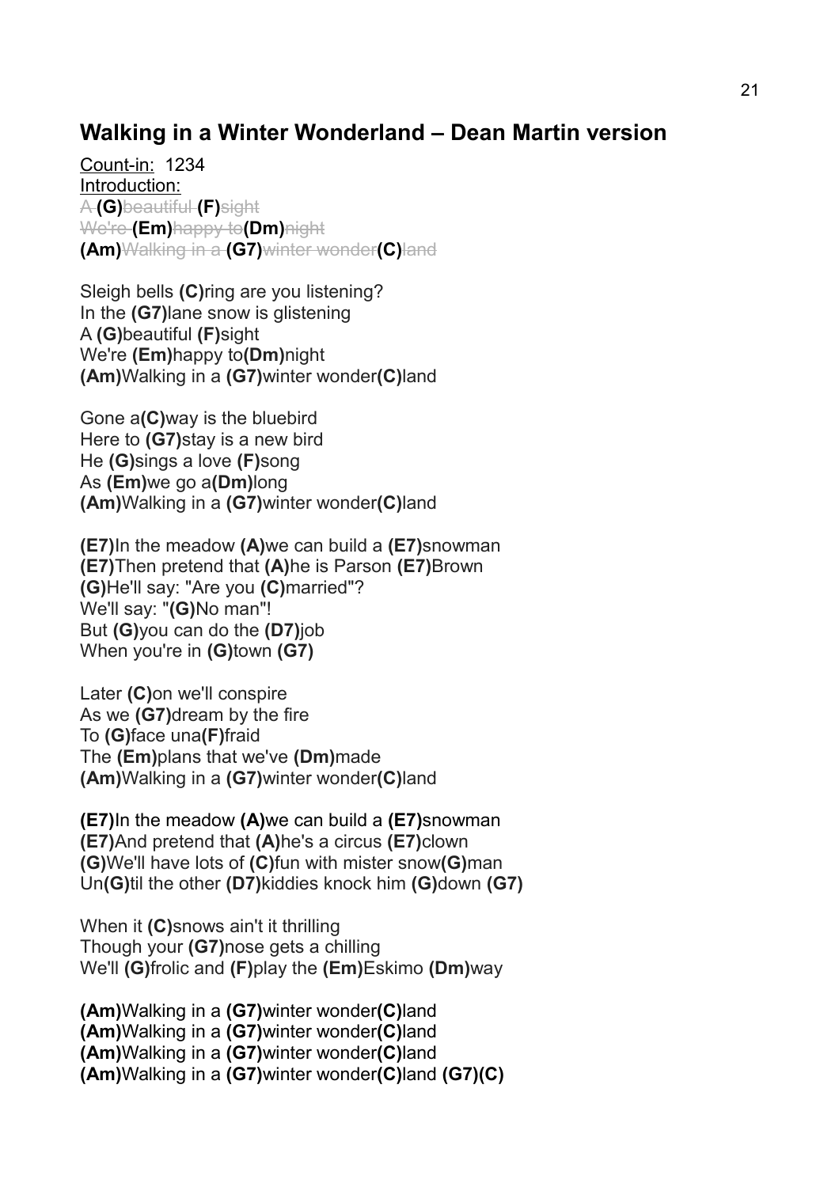## Walking in a Winter Wonderland – Dean Martin version

Count-in: 1234
Introduction:
A **(G)**beautiful **(F)**sight
We're **(Em)**happy to**(Dm)**night
**(Am)**Walking in a **(G7)**winter wonder**(C)**land

Sleigh bells **(C)**ring are you listening?
In the **(G7)**lane snow is glistening
A **(G)**beautiful **(F)**sight
We're **(Em)**happy to**(Dm)**night
**(Am)**Walking in a **(G7)**winter wonder**(C)**land

Gone a**(C)**way is the bluebird
Here to **(G7)**stay is a new bird
He **(G)**sings a love **(F)**song
As **(Em)**we go a**(Dm)**long
**(Am)**Walking in a **(G7)**winter wonder**(C)**land

**(E7)**In the meadow **(A)**we can build a **(E7)**snowman
**(E7)**Then pretend that **(A)**he is Parson **(E7)**Brown
**(G)**He'll say: "Are you **(C)**married"?
We'll say: "**(G)**No man"!
But **(G)**you can do the **(D7)**job
When you're in **(G)**town **(G7)**

Later **(C)**on we'll conspire
As we **(G7)**dream by the fire
To **(G)**face una**(F)**fraid
The **(Em)**plans that we've **(Dm)**made
**(Am)**Walking in a **(G7)**winter wonder**(C)**land

**(E7)**In the meadow **(A)**we can build a **(E7)**snowman
**(E7)**And pretend that **(A)**he's a circus **(E7)**clown
**(G)**We'll have lots of **(C)**fun with mister snow**(G)**man
Un**(G)**til the other **(D7)**kiddies knock him **(G)**down **(G7)**

When it **(C)**snows ain't it thrilling
Though your **(G7)**nose gets a chilling
We'll **(G)**frolic and **(F)**play the **(Em)**Eskimo **(Dm)**way

**(Am)**Walking in a **(G7)**winter wonder**(C)**land
**(Am)**Walking in a **(G7)**winter wonder**(C)**land
**(Am)**Walking in a **(G7)**winter wonder**(C)**land
**(Am)**Walking in a **(G7)**winter wonder**(C)**land **(G7)(C)**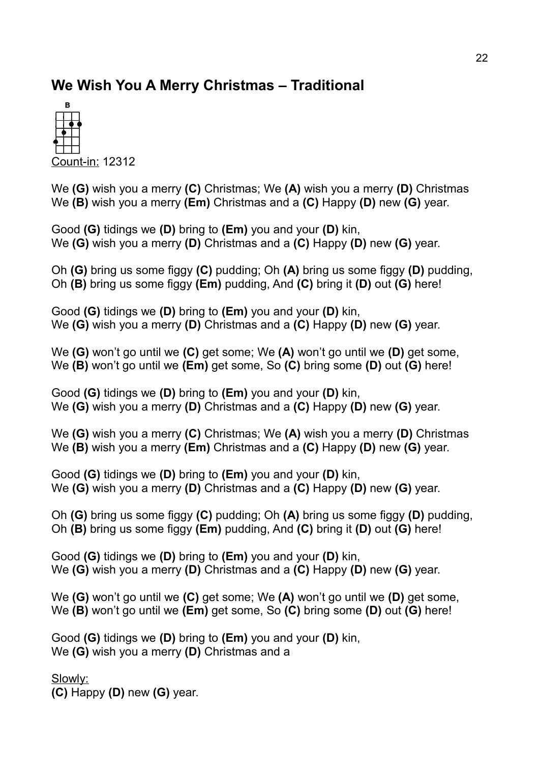## We Wish You A Merry Christmas – Traditional

B

Count-in: 12312

We **(G)** wish you a merry **(C)** Christmas; We **(A)** wish you a merry **(D)** Christmas
We **(B)** wish you a merry **(Em)** Christmas and a **(C)** Happy **(D)** new **(G)** year.

Good **(G)** tidings we **(D)** bring to **(Em)** you and your **(D)** kin,
We **(G)** wish you a merry **(D)** Christmas and a **(C)** Happy **(D)** new **(G)** year.

Oh **(G)** bring us some figgy **(C)** pudding; Oh **(A)** bring us some figgy **(D)** pudding,
Oh **(B)** bring us some figgy **(Em)** pudding, And **(C)** bring it **(D)** out **(G)** here!

Good **(G)** tidings we **(D)** bring to **(Em)** you and your **(D)** kin,
We **(G)** wish you a merry **(D)** Christmas and a **(C)** Happy **(D)** new **(G)** year.

We **(G)** won't go until we **(C)** get some; We **(A)** won't go until we **(D)** get some,
We **(B)** won't go until we **(Em)** get some, So **(C)** bring some **(D)** out **(G)** here!

Good **(G)** tidings we **(D)** bring to **(Em)** you and your **(D)** kin,
We **(G)** wish you a merry **(D)** Christmas and a **(C)** Happy **(D)** new **(G)** year.

We **(G)** wish you a merry **(C)** Christmas; We **(A)** wish you a merry **(D)** Christmas
We **(B)** wish you a merry **(Em)** Christmas and a **(C)** Happy **(D)** new **(G)** year.

Good **(G)** tidings we **(D)** bring to **(Em)** you and your **(D)** kin,
We **(G)** wish you a merry **(D)** Christmas and a **(C)** Happy **(D)** new **(G)** year.

Oh **(G)** bring us some figgy **(C)** pudding; Oh **(A)** bring us some figgy **(D)** pudding,
Oh **(B)** bring us some figgy **(Em)** pudding, And **(C)** bring it **(D)** out **(G)** here!

Good **(G)** tidings we **(D)** bring to **(Em)** you and your **(D)** kin,
We **(G)** wish you a merry **(D)** Christmas and a **(C)** Happy **(D)** new **(G)** year.

We **(G)** won't go until we **(C)** get some; We **(A)** won't go until we **(D)** get some,
We **(B)** won't go until we **(Em)** get some, So **(C)** bring some **(D)** out **(G)** here!

Good **(G)** tidings we **(D)** bring to **(Em)** you and your **(D)** kin,
We **(G)** wish you a merry **(D)** Christmas and a

Slowly:
**(C)** Happy **(D)** new **(G)** year.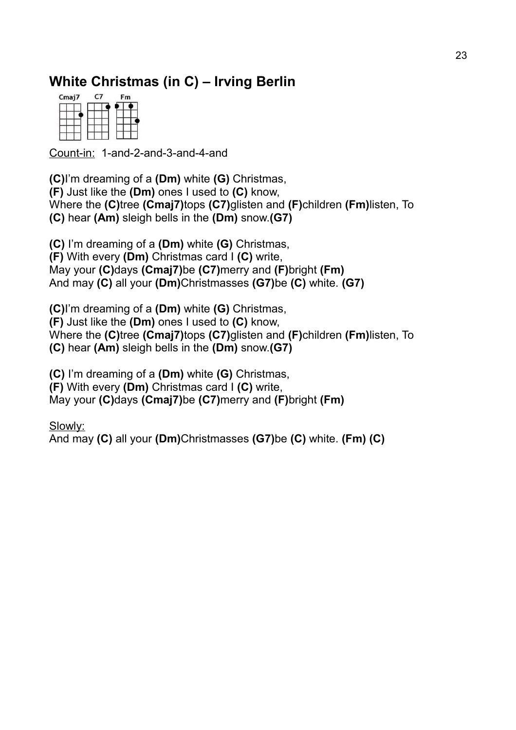## White Christmas (in C) – Irving Berlin

Cmaj7 C7 Fm

Count-in: 1-and-2-and-3-and-4-and

**(C)**I'm dreaming of a **(Dm)** white **(G)** Christmas,
**(F)** Just like the **(Dm)** ones I used to **(C)** know,
Where the **(C)**tree **(Cmaj7)**tops **(C7)**glisten and **(F)**children **(Fm)**listen, To
**(C)** hear **(Am)** sleigh bells in the **(Dm)** snow.**(G7)**

**(C)** I'm dreaming of a **(Dm)** white **(G)** Christmas,
**(F)** With every **(Dm)** Christmas card I **(C)** write,
May your **(C)**days **(Cmaj7)**be **(C7)**merry and **(F)**bright **(Fm)**
And may **(C)** all your **(Dm)**Christmasses **(G7)**be **(C)** white. **(G7)**

**(C)**I'm dreaming of a **(Dm)** white **(G)** Christmas,
**(F)** Just like the **(Dm)** ones I used to **(C)** know,
Where the **(C)**tree **(Cmaj7)**tops **(C7)**glisten and **(F)**children **(Fm)**listen, To
**(C)** hear **(Am)** sleigh bells in the **(Dm)** snow.**(G7)**

**(C)** I'm dreaming of a **(Dm)** white **(G)** Christmas,
**(F)** With every **(Dm)** Christmas card I **(C)** write,
May your **(C)**days **(Cmaj7)**be **(C7)**merry and **(F)**bright **(Fm)**

Slowly:
And may **(C)** all your **(Dm)**Christmasses **(G7)**be **(C)** white. **(Fm)** **(C)**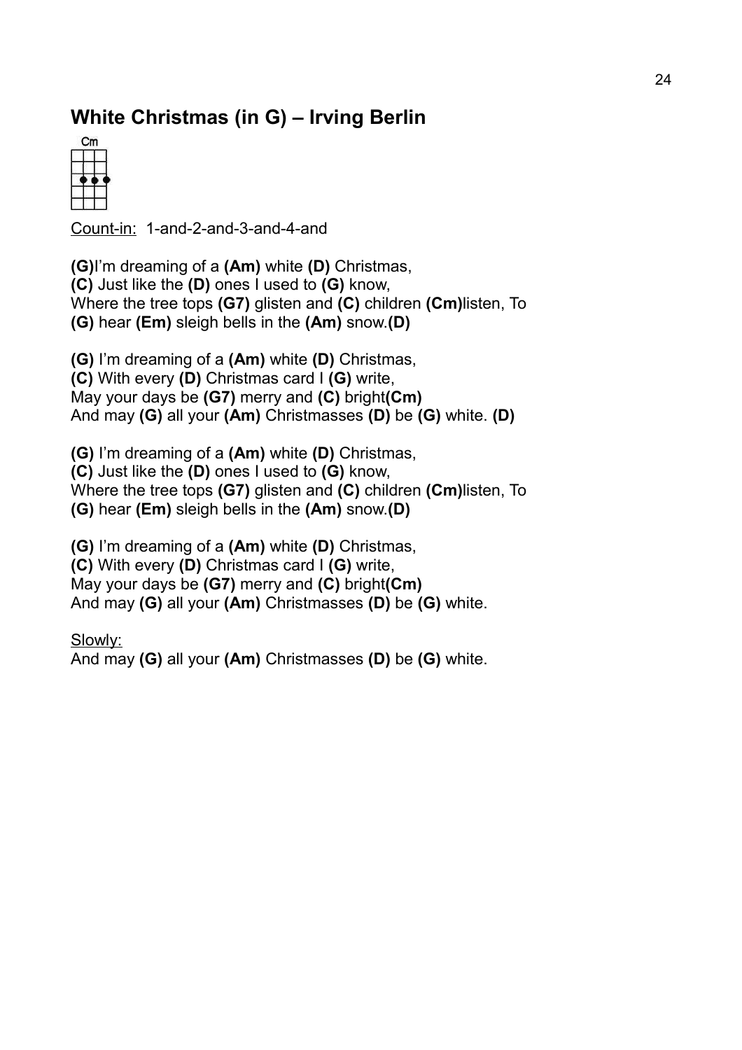## White Christmas (in G) – Irving Berlin

Cm

Count-in: 1-and-2-and-3-and-4-and

**(G)**I'm dreaming of a **(Am)** white **(D)** Christmas,
**(C)** Just like the **(D)** ones I used to **(G)** know,
Where the tree tops **(G7)** glisten and **(C)** children **(Cm)**listen, To
**(G)** hear **(Em)** sleigh bells in the **(Am)** snow.**(D)**

**(G)** I'm dreaming of a **(Am)** white **(D)** Christmas,
**(C)** With every **(D)** Christmas card I **(G)** write,
May your days be **(G7)** merry and **(C)** bright**(Cm)**
And may **(G)** all your **(Am)** Christmasses **(D)** be **(G)** white. **(D)**

**(G)** I'm dreaming of a **(Am)** white **(D)** Christmas,
**(C)** Just like the **(D)** ones I used to **(G)** know,
Where the tree tops **(G7)** glisten and **(C)** children **(Cm)**listen, To
**(G)** hear **(Em)** sleigh bells in the **(Am)** snow.**(D)**

**(G)** I'm dreaming of a **(Am)** white **(D)** Christmas,
**(C)** With every **(D)** Christmas card I **(G)** write,
May your days be **(G7)** merry and **(C)** bright**(Cm)**
And may **(G)** all your **(Am)** Christmasses **(D)** be **(G)** white.

Slowly:
And may **(G)** all your **(Am)** Christmasses **(D)** be **(G)** white.